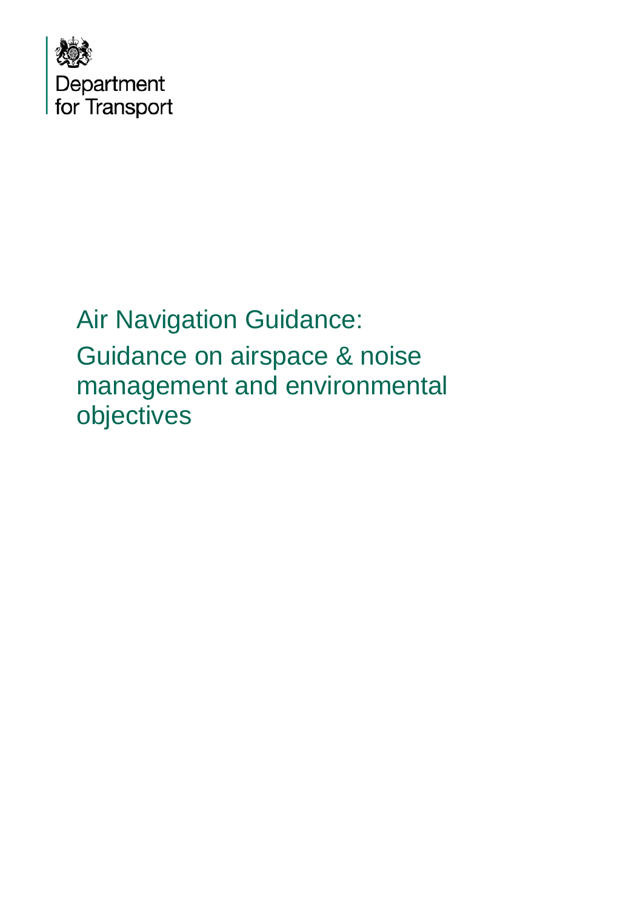Department for Transport

# Air Navigation Guidance:

## Guidance on airspace & noise management and environmental objectives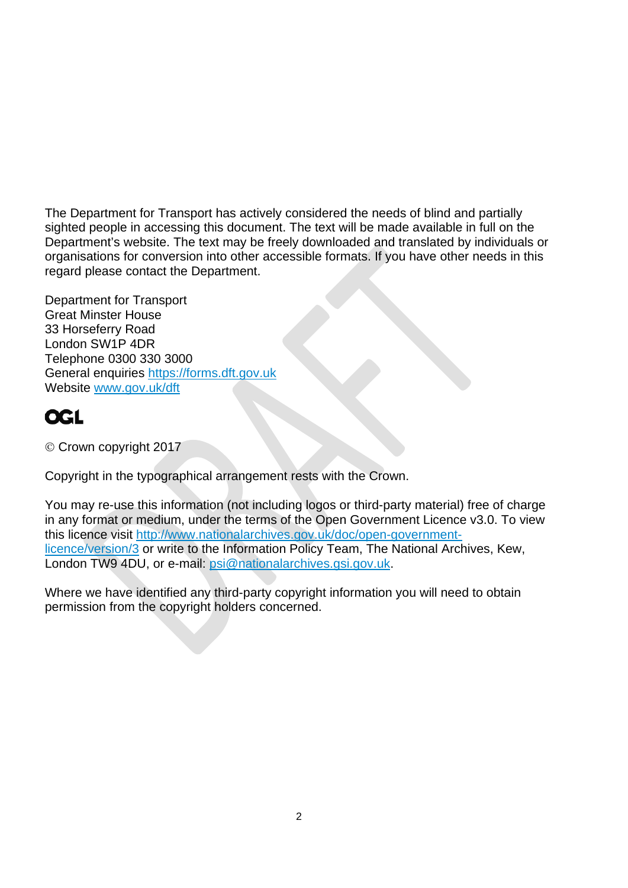The Department for Transport has actively considered the needs of blind and partially sighted people in accessing this document. The text will be made available in full on the Department's website. The text may be freely downloaded and translated by individuals or organisations for conversion into other accessible formats. If you have other needs in this regard please contact the Department.

Department for Transport
Great Minster House
33 Horseferry Road
London SW1P 4DR
Telephone 0300 330 3000
General enquiries https://forms.dft.gov.uk
Website www.gov.uk/dft

OGL

© Crown copyright 2017

Copyright in the typographical arrangement rests with the Crown.

You may re-use this information (not including logos or third-party material) free of charge in any format or medium, under the terms of the Open Government Licence v3.0. To view this licence visit http://www.nationalarchives.gov.uk/doc/open-government-licence/version/3 or write to the Information Policy Team, The National Archives, Kew, London TW9 4DU, or e-mail: psi@nationalarchives.gsi.gov.uk.

Where we have identified any third-party copyright information you will need to obtain permission from the copyright holders concerned.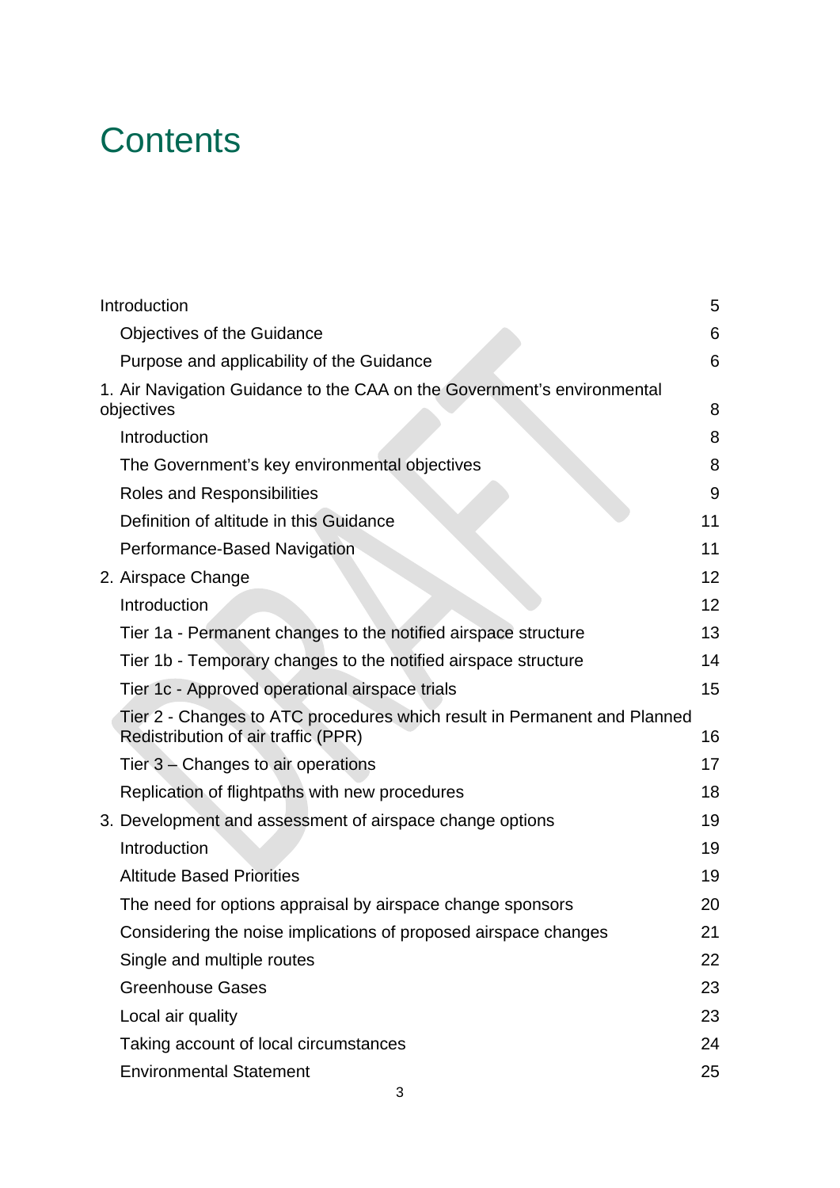# Contents

Introduction 5

- Objectives of the Guidance 6
- Purpose and applicability of the Guidance 6

1. Air Navigation Guidance to the CAA on the Government's environmental objectives 8

- Introduction 8
- The Government's key environmental objectives 8
- Roles and Responsibilities 9
- Definition of altitude in this Guidance 11
- Performance-Based Navigation 11

2. Airspace Change 12

- Introduction 12
- Tier 1a - Permanent changes to the notified airspace structure 13
- Tier 1b - Temporary changes to the notified airspace structure 14
- Tier 1c - Approved operational airspace trials 15
- Tier 2 - Changes to ATC procedures which result in Permanent and Planned Redistribution of air traffic (PPR) 16
- Tier 3 – Changes to air operations 17
- Replication of flightpaths with new procedures 18

3. Development and assessment of airspace change options 19

- Introduction 19
- Altitude Based Priorities 19
- The need for options appraisal by airspace change sponsors 20
- Considering the noise implications of proposed airspace changes 21
- Single and multiple routes 22
- Greenhouse Gases 23
- Local air quality 23
- Taking account of local circumstances 24
- Environmental Statement 25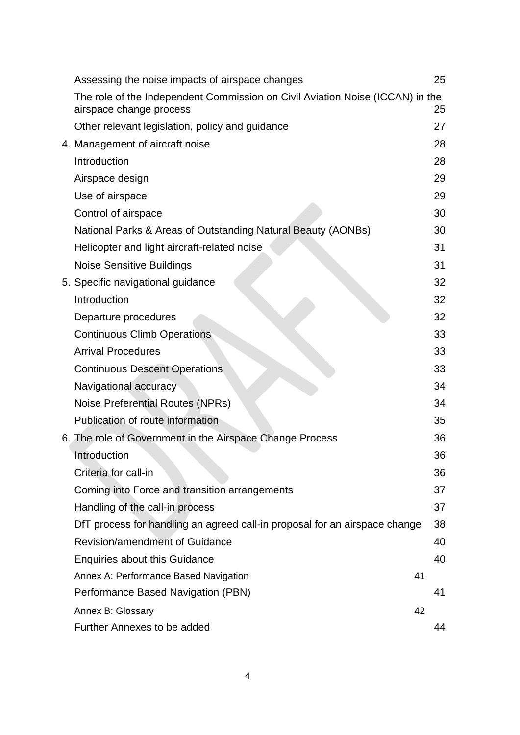| | |
|---|---|
| Assessing the noise impacts of airspace changes | 25 |
| The role of the Independent Commission on Civil Aviation Noise (ICCAN) in the airspace change process | 25 |
| Other relevant legislation, policy and guidance | 27 |
| 4. Management of aircraft noise | 28 |
| Introduction | 28 |
| Airspace design | 29 |
| Use of airspace | 29 |
| Control of airspace | 30 |
| National Parks & Areas of Outstanding Natural Beauty (AONBs) | 30 |
| Helicopter and light aircraft-related noise | 31 |
| Noise Sensitive Buildings | 31 |
| 5. Specific navigational guidance | 32 |
| Introduction | 32 |
| Departure procedures | 32 |
| Continuous Climb Operations | 33 |
| Arrival Procedures | 33 |
| Continuous Descent Operations | 33 |
| Navigational accuracy | 34 |
| Noise Preferential Routes (NPRs) | 34 |
| Publication of route information | 35 |
| 6. The role of Government in the Airspace Change Process | 36 |
| Introduction | 36 |
| Criteria for call-in | 36 |
| Coming into Force and transition arrangements | 37 |
| Handling of the call-in process | 37 |
| DfT process for handling an agreed call-in proposal for an airspace change | 38 |
| Revision/amendment of Guidance | 40 |
| Enquiries about this Guidance | 40 |
| Annex A: Performance Based Navigation | 41 |
| Performance Based Navigation (PBN) | 41 |
| Annex B: Glossary | 42 |
| Further Annexes to be added | 44 |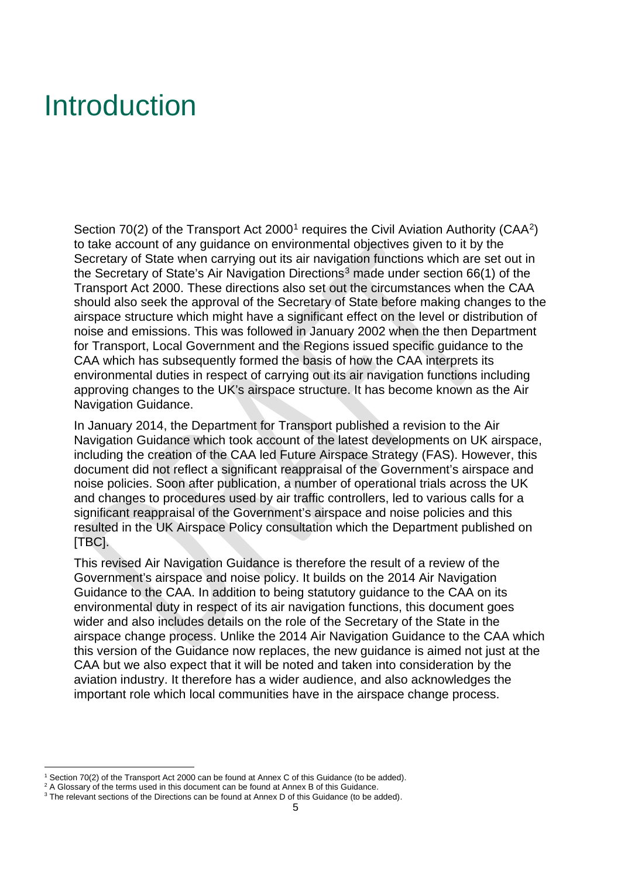# Introduction

Section 70(2) of the Transport Act 2000[1] requires the Civil Aviation Authority (CAA[2]) to take account of any guidance on environmental objectives given to it by the Secretary of State when carrying out its air navigation functions which are set out in the Secretary of State's Air Navigation Directions[3] made under section 66(1) of the Transport Act 2000. These directions also set out the circumstances when the CAA should also seek the approval of the Secretary of State before making changes to the airspace structure which might have a significant effect on the level or distribution of noise and emissions. This was followed in January 2002 when the then Department for Transport, Local Government and the Regions issued specific guidance to the CAA which has subsequently formed the basis of how the CAA interprets its environmental duties in respect of carrying out its air navigation functions including approving changes to the UK's airspace structure. It has become known as the Air Navigation Guidance.

In January 2014, the Department for Transport published a revision to the Air Navigation Guidance which took account of the latest developments on UK airspace, including the creation of the CAA led Future Airspace Strategy (FAS). However, this document did not reflect a significant reappraisal of the Government's airspace and noise policies. Soon after publication, a number of operational trials across the UK and changes to procedures used by air traffic controllers, led to various calls for a significant reappraisal of the Government's airspace and noise policies and this resulted in the UK Airspace Policy consultation which the Department published on [TBC].

This revised Air Navigation Guidance is therefore the result of a review of the Government's airspace and noise policy. It builds on the 2014 Air Navigation Guidance to the CAA. In addition to being statutory guidance to the CAA on its environmental duty in respect of its air navigation functions, this document goes wider and also includes details on the role of the Secretary of the State in the airspace change process. Unlike the 2014 Air Navigation Guidance to the CAA which this version of the Guidance now replaces, the new guidance is aimed not just at the CAA but we also expect that it will be noted and taken into consideration by the aviation industry. It therefore has a wider audience, and also acknowledges the important role which local communities have in the airspace change process.

---

[1] Section 70(2) of the Transport Act 2000 can be found at Annex C of this Guidance (to be added).

[2] A Glossary of the terms used in this document can be found at Annex B of this Guidance.

[3] The relevant sections of the Directions can be found at Annex D of this Guidance (to be added).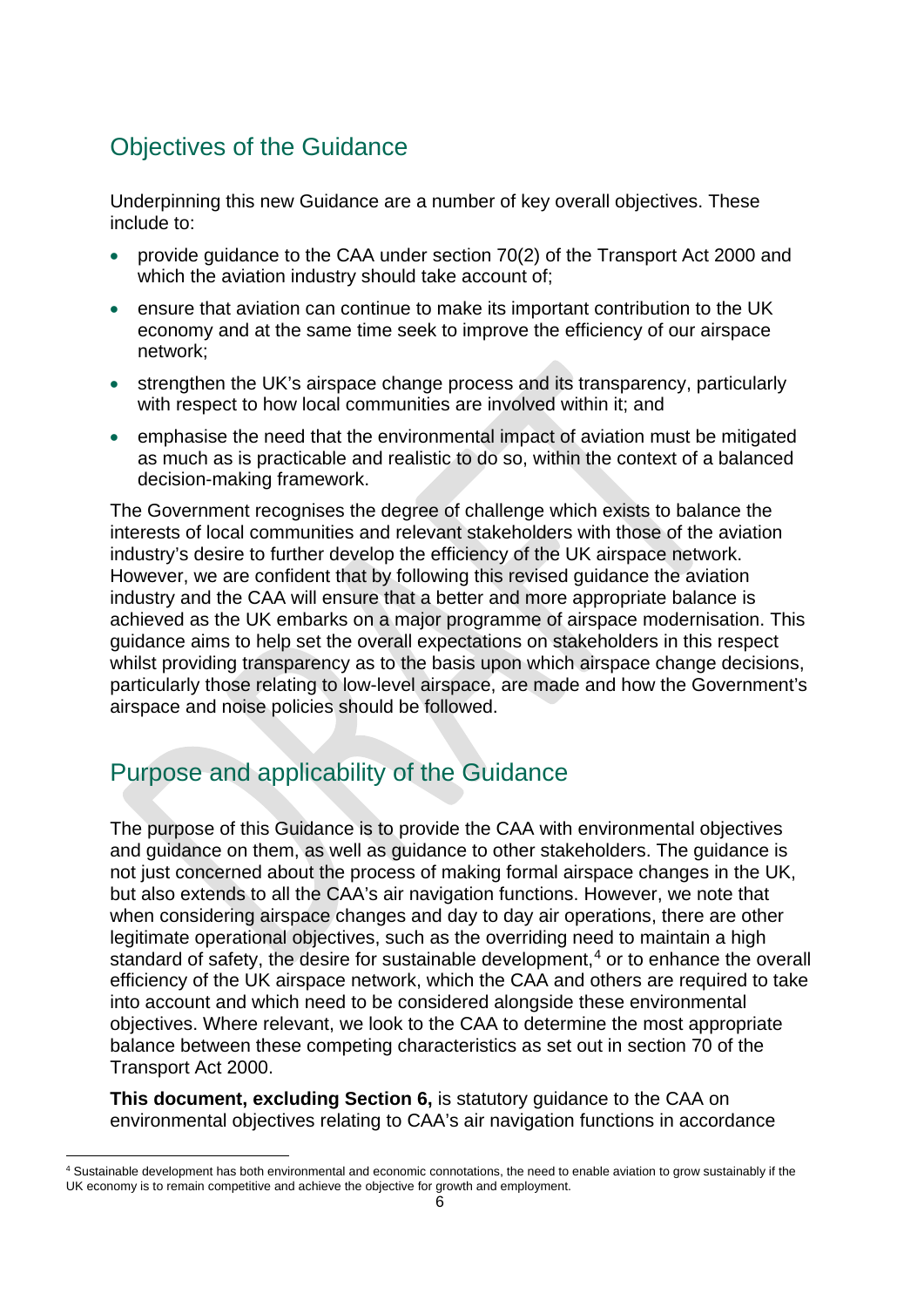## Objectives of the Guidance

Underpinning this new Guidance are a number of key overall objectives. These include to:

- provide guidance to the CAA under section 70(2) of the Transport Act 2000 and which the aviation industry should take account of;
- ensure that aviation can continue to make its important contribution to the UK economy and at the same time seek to improve the efficiency of our airspace network;
- strengthen the UK's airspace change process and its transparency, particularly with respect to how local communities are involved within it; and
- emphasise the need that the environmental impact of aviation must be mitigated as much as is practicable and realistic to do so, within the context of a balanced decision-making framework.

The Government recognises the degree of challenge which exists to balance the interests of local communities and relevant stakeholders with those of the aviation industry's desire to further develop the efficiency of the UK airspace network. However, we are confident that by following this revised guidance the aviation industry and the CAA will ensure that a better and more appropriate balance is achieved as the UK embarks on a major programme of airspace modernisation. This guidance aims to help set the overall expectations on stakeholders in this respect whilst providing transparency as to the basis upon which airspace change decisions, particularly those relating to low-level airspace, are made and how the Government's airspace and noise policies should be followed.

## Purpose and applicability of the Guidance

The purpose of this Guidance is to provide the CAA with environmental objectives and guidance on them, as well as guidance to other stakeholders. The guidance is not just concerned about the process of making formal airspace changes in the UK, but also extends to all the CAA's air navigation functions. However, we note that when considering airspace changes and day to day air operations, there are other legitimate operational objectives, such as the overriding need to maintain a high standard of safety, the desire for sustainable development,[4] or to enhance the overall efficiency of the UK airspace network, which the CAA and others are required to take into account and which need to be considered alongside these environmental objectives. Where relevant, we look to the CAA to determine the most appropriate balance between these competing characteristics as set out in section 70 of the Transport Act 2000.

**This document, excluding Section 6,** is statutory guidance to the CAA on environmental objectives relating to CAA's air navigation functions in accordance

[4] Sustainable development has both environmental and economic connotations, the need to enable aviation to grow sustainably if the UK economy is to remain competitive and achieve the objective for growth and employment.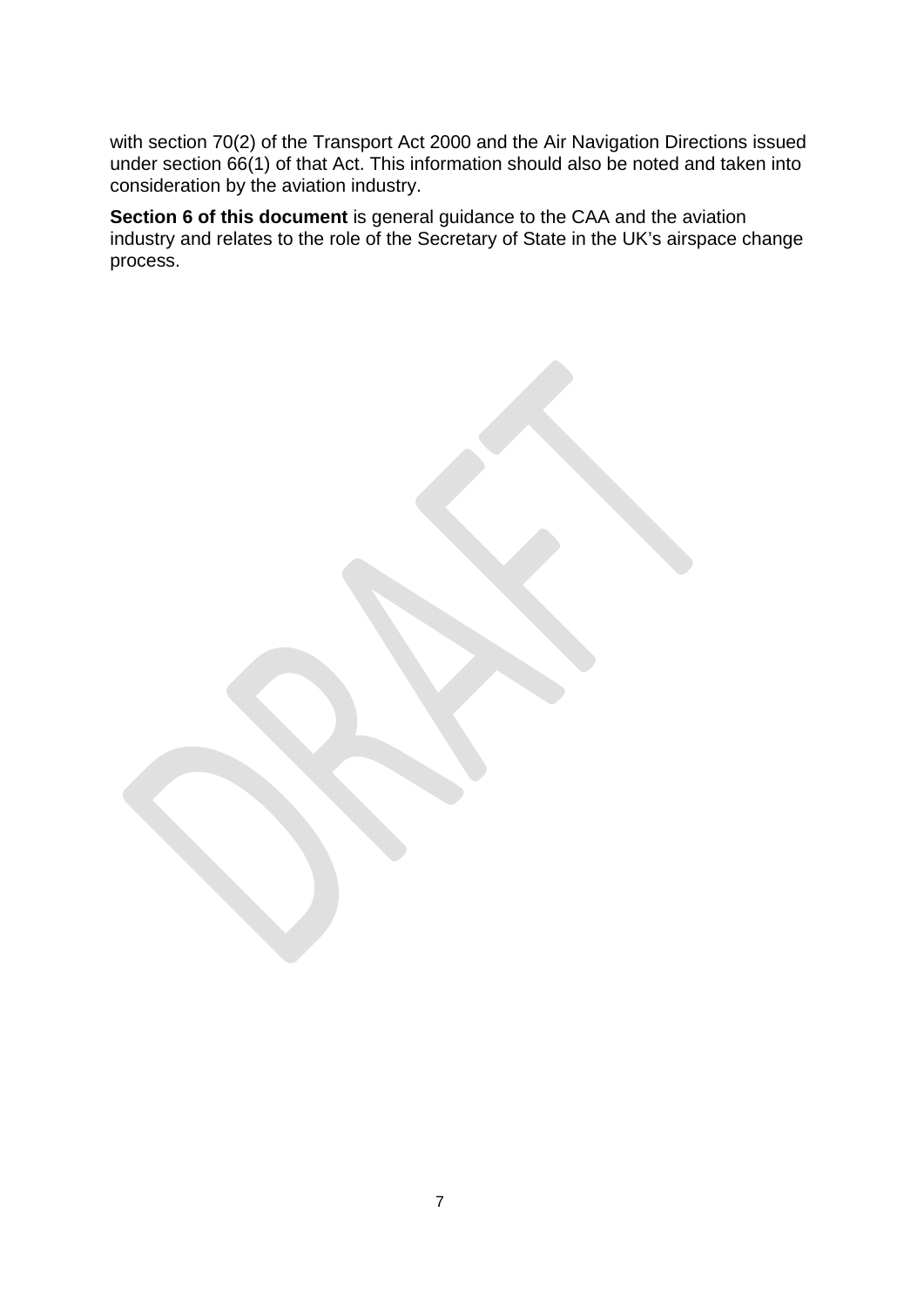with section 70(2) of the Transport Act 2000 and the Air Navigation Directions issued under section 66(1) of that Act. This information should also be noted and taken into consideration by the aviation industry.

**Section 6 of this document** is general guidance to the CAA and the aviation industry and relates to the role of the Secretary of State in the UK's airspace change process.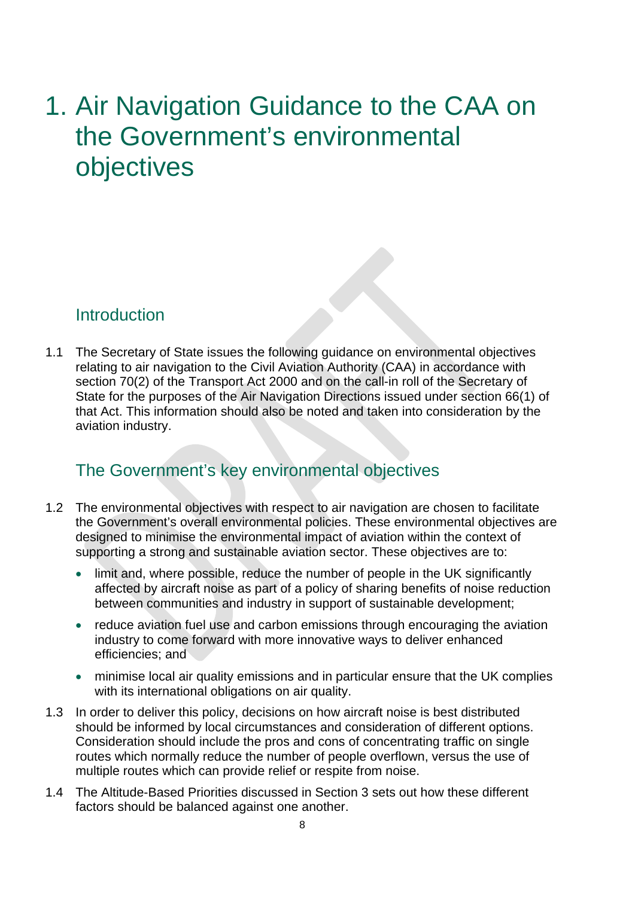# 1. Air Navigation Guidance to the CAA on the Government's environmental objectives

## Introduction

1.1 The Secretary of State issues the following guidance on environmental objectives relating to air navigation to the Civil Aviation Authority (CAA) in accordance with section 70(2) of the Transport Act 2000 and on the call-in roll of the Secretary of State for the purposes of the Air Navigation Directions issued under section 66(1) of that Act. This information should also be noted and taken into consideration by the aviation industry.

## The Government's key environmental objectives

1.2 The environmental objectives with respect to air navigation are chosen to facilitate the Government's overall environmental policies. These environmental objectives are designed to minimise the environmental impact of aviation within the context of supporting a strong and sustainable aviation sector. These objectives are to:

- limit and, where possible, reduce the number of people in the UK significantly affected by aircraft noise as part of a policy of sharing benefits of noise reduction between communities and industry in support of sustainable development;
- reduce aviation fuel use and carbon emissions through encouraging the aviation industry to come forward with more innovative ways to deliver enhanced efficiencies; and
- minimise local air quality emissions and in particular ensure that the UK complies with its international obligations on air quality.

1.3 In order to deliver this policy, decisions on how aircraft noise is best distributed should be informed by local circumstances and consideration of different options. Consideration should include the pros and cons of concentrating traffic on single routes which normally reduce the number of people overflown, versus the use of multiple routes which can provide relief or respite from noise.

1.4 The Altitude-Based Priorities discussed in Section 3 sets out how these different factors should be balanced against one another.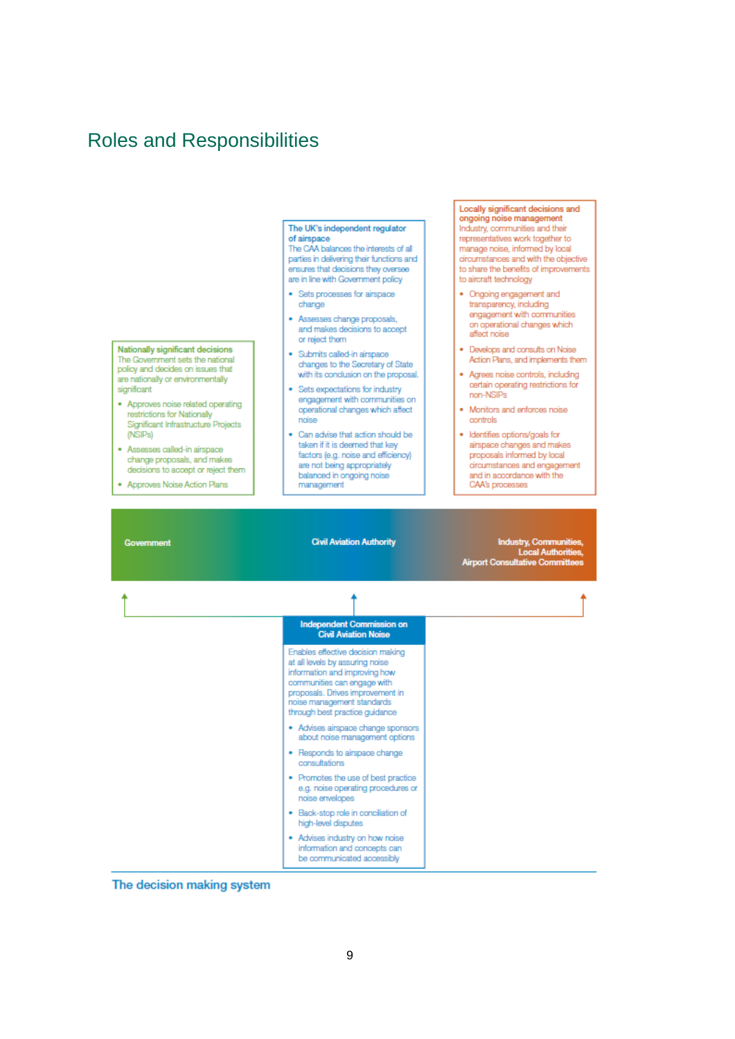## Roles and Responsibilities

**Nationally significant decisions**
The Government sets the national policy and decides on issues that are nationally or environmentally significant

- Approves noise related operating restrictions for Nationally Significant Infrastructure Projects (NSIPs)
- Assesses called-in airspace change proposals, and makes decisions to accept or reject them
- Approves Noise Action Plans

**The UK's independent regulator of airspace**
The CAA balances the interests of all parties in delivering their functions and ensures that decisions they oversee are in line with Government policy

- Sets processes for airspace change
- Assesses change proposals, and makes decisions to accept or reject them
- Submits called-in airspace changes to the Secretary of State with its conclusion on the proposal.
- Sets expectations for industry engagement with communities on operational changes which affect noise
- Can advise that action should be taken if it is deemed that key factors (e.g. noise and efficiency) are not being appropriately balanced in ongoing noise management

**Locally significant decisions and ongoing noise management**
Industry, communities and their representatives work together to manage noise, informed by local circumstances and with the objective to share the benefits of improvements to aircraft technology

- Ongoing engagement and transparency, including engagement with communities on operational changes which affect noise
- Develops and consults on Noise Action Plans, and implements them
- Agrees noise controls, including certain operating restrictions for non-NSIPs
- Monitors and enforces noise controls
- Identifies options/goals for airspace changes and makes proposals informed by local circumstances and engagement and in accordance with the CAA's processes

**Government** | **Civil Aviation Authority** | **Industry, Communities, Local Authorities, Airport Consultative Committees**

**Independent Commission on Civil Aviation Noise**

Enables effective decision making at all levels by assuring noise information and improving how communities can engage with proposals. Drives improvement in noise management standards through best practice guidance

- Advises airspace change sponsors about noise management options
- Responds to airspace change consultations
- Promotes the use of best practice e.g. noise operating procedures or noise envelopes
- Back-stop role in conciliation of high-level disputes
- Advises industry on how noise information and concepts can be communicated accessibly

The decision making system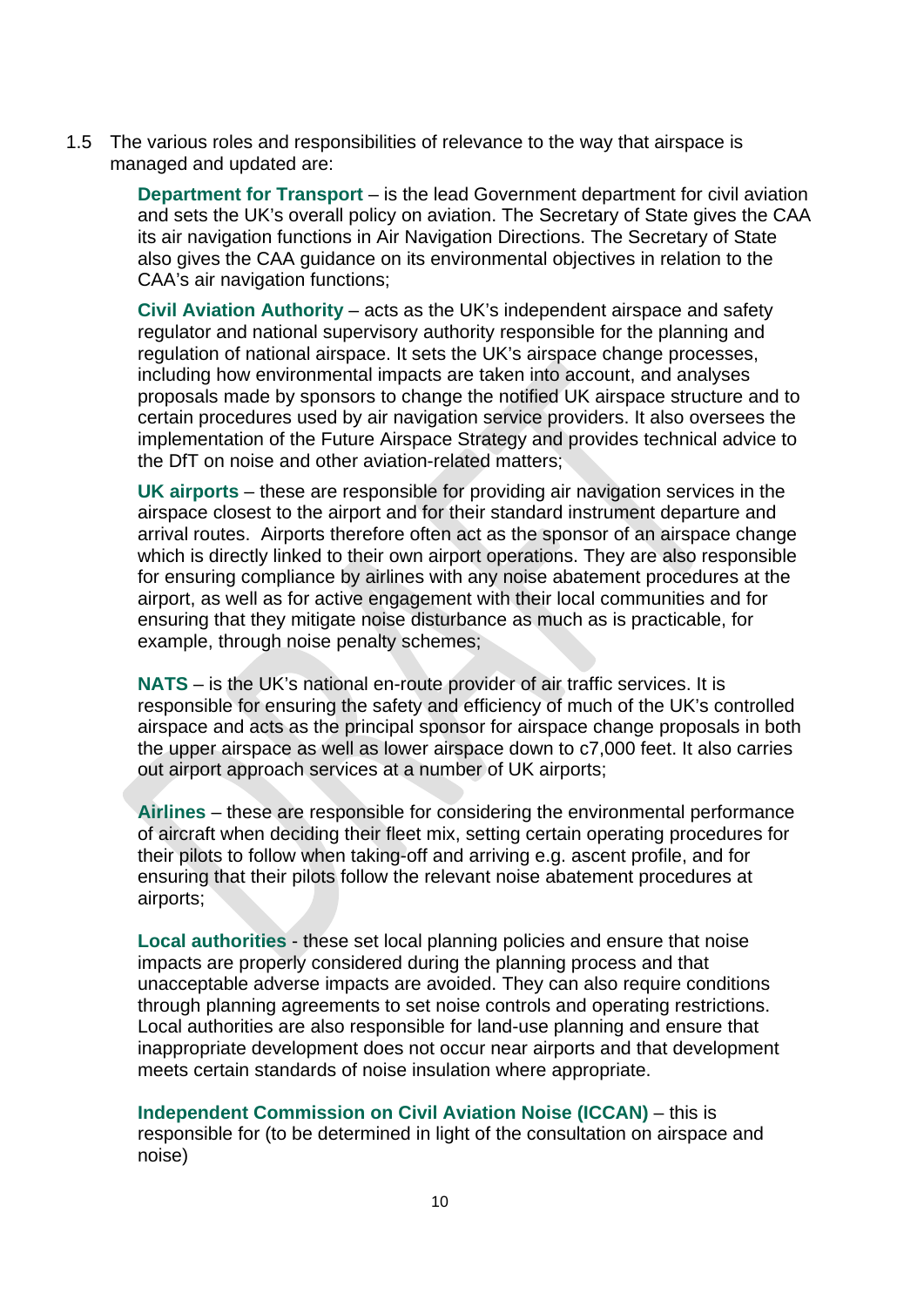1.5 The various roles and responsibilities of relevance to the way that airspace is managed and updated are:

**Department for Transport** – is the lead Government department for civil aviation and sets the UK's overall policy on aviation. The Secretary of State gives the CAA its air navigation functions in Air Navigation Directions. The Secretary of State also gives the CAA guidance on its environmental objectives in relation to the CAA's air navigation functions;

**Civil Aviation Authority** – acts as the UK's independent airspace and safety regulator and national supervisory authority responsible for the planning and regulation of national airspace. It sets the UK's airspace change processes, including how environmental impacts are taken into account, and analyses proposals made by sponsors to change the notified UK airspace structure and to certain procedures used by air navigation service providers. It also oversees the implementation of the Future Airspace Strategy and provides technical advice to the DfT on noise and other aviation-related matters;

**UK airports** – these are responsible for providing air navigation services in the airspace closest to the airport and for their standard instrument departure and arrival routes. Airports therefore often act as the sponsor of an airspace change which is directly linked to their own airport operations. They are also responsible for ensuring compliance by airlines with any noise abatement procedures at the airport, as well as for active engagement with their local communities and for ensuring that they mitigate noise disturbance as much as is practicable, for example, through noise penalty schemes;

**NATS** – is the UK's national en-route provider of air traffic services. It is responsible for ensuring the safety and efficiency of much of the UK's controlled airspace and acts as the principal sponsor for airspace change proposals in both the upper airspace as well as lower airspace down to c7,000 feet. It also carries out airport approach services at a number of UK airports;

**Airlines** – these are responsible for considering the environmental performance of aircraft when deciding their fleet mix, setting certain operating procedures for their pilots to follow when taking-off and arriving e.g. ascent profile, and for ensuring that their pilots follow the relevant noise abatement procedures at airports;

**Local authorities** - these set local planning policies and ensure that noise impacts are properly considered during the planning process and that unacceptable adverse impacts are avoided. They can also require conditions through planning agreements to set noise controls and operating restrictions. Local authorities are also responsible for land-use planning and ensure that inappropriate development does not occur near airports and that development meets certain standards of noise insulation where appropriate.

**Independent Commission on Civil Aviation Noise (ICCAN)** – this is responsible for (to be determined in light of the consultation on airspace and noise)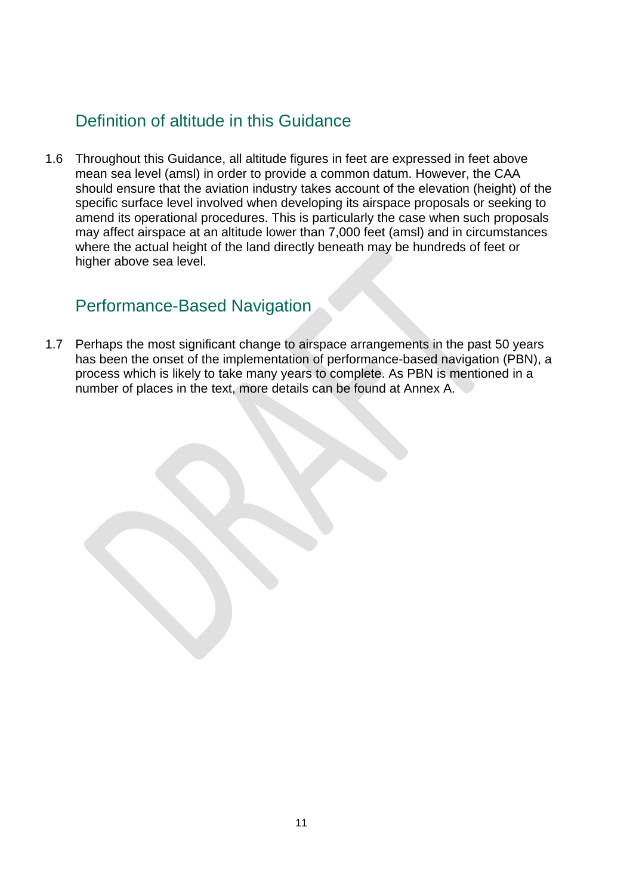## Definition of altitude in this Guidance

1.6 Throughout this Guidance, all altitude figures in feet are expressed in feet above mean sea level (amsl) in order to provide a common datum. However, the CAA should ensure that the aviation industry takes account of the elevation (height) of the specific surface level involved when developing its airspace proposals or seeking to amend its operational procedures. This is particularly the case when such proposals may affect airspace at an altitude lower than 7,000 feet (amsl) and in circumstances where the actual height of the land directly beneath may be hundreds of feet or higher above sea level.

## Performance-Based Navigation

1.7 Perhaps the most significant change to airspace arrangements in the past 50 years has been the onset of the implementation of performance-based navigation (PBN), a process which is likely to take many years to complete. As PBN is mentioned in a number of places in the text, more details can be found at Annex A.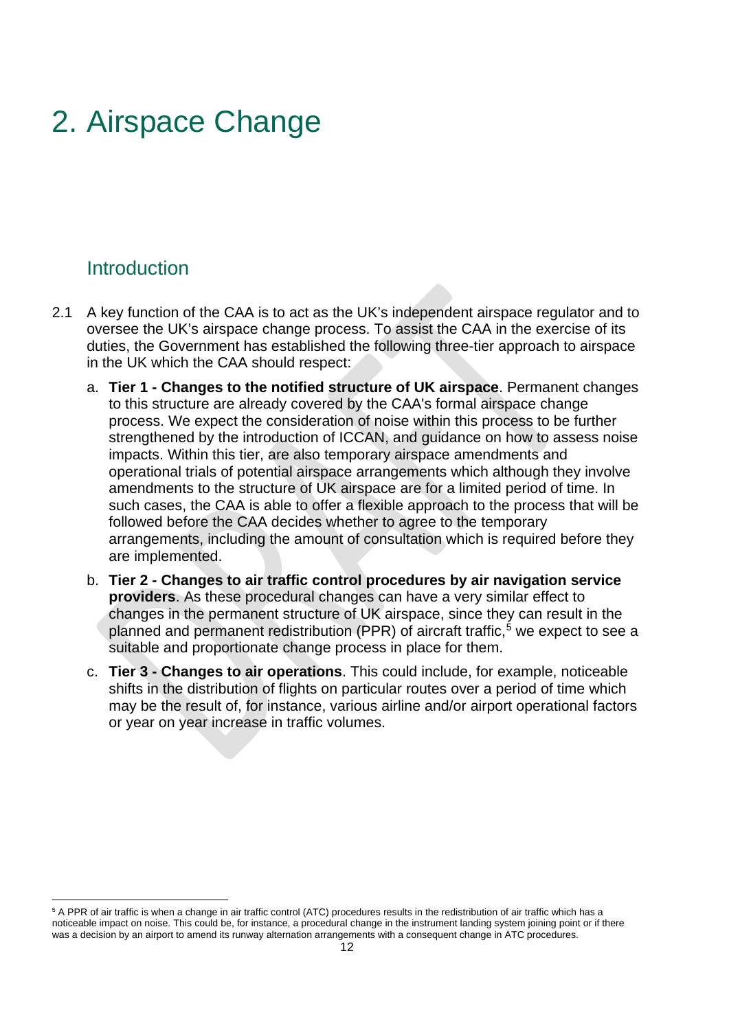# 2. Airspace Change

## Introduction

2.1 A key function of the CAA is to act as the UK's independent airspace regulator and to oversee the UK's airspace change process. To assist the CAA in the exercise of its duties, the Government has established the following three-tier approach to airspace in the UK which the CAA should respect:

a. **Tier 1 - Changes to the notified structure of UK airspace**. Permanent changes to this structure are already covered by the CAA's formal airspace change process. We expect the consideration of noise within this process to be further strengthened by the introduction of ICCAN, and guidance on how to assess noise impacts. Within this tier, are also temporary airspace amendments and operational trials of potential airspace arrangements which although they involve amendments to the structure of UK airspace are for a limited period of time. In such cases, the CAA is able to offer a flexible approach to the process that will be followed before the CAA decides whether to agree to the temporary arrangements, including the amount of consultation which is required before they are implemented.

b. **Tier 2 - Changes to air traffic control procedures by air navigation service providers**. As these procedural changes can have a very similar effect to changes in the permanent structure of UK airspace, since they can result in the planned and permanent redistribution (PPR) of aircraft traffic,[5] we expect to see a suitable and proportionate change process in place for them.

c. **Tier 3 - Changes to air operations**. This could include, for example, noticeable shifts in the distribution of flights on particular routes over a period of time which may be the result of, for instance, various airline and/or airport operational factors or year on year increase in traffic volumes.

---

[5] A PPR of air traffic is when a change in air traffic control (ATC) procedures results in the redistribution of air traffic which has a noticeable impact on noise. This could be, for instance, a procedural change in the instrument landing system joining point or if there was a decision by an airport to amend its runway alternation arrangements with a consequent change in ATC procedures.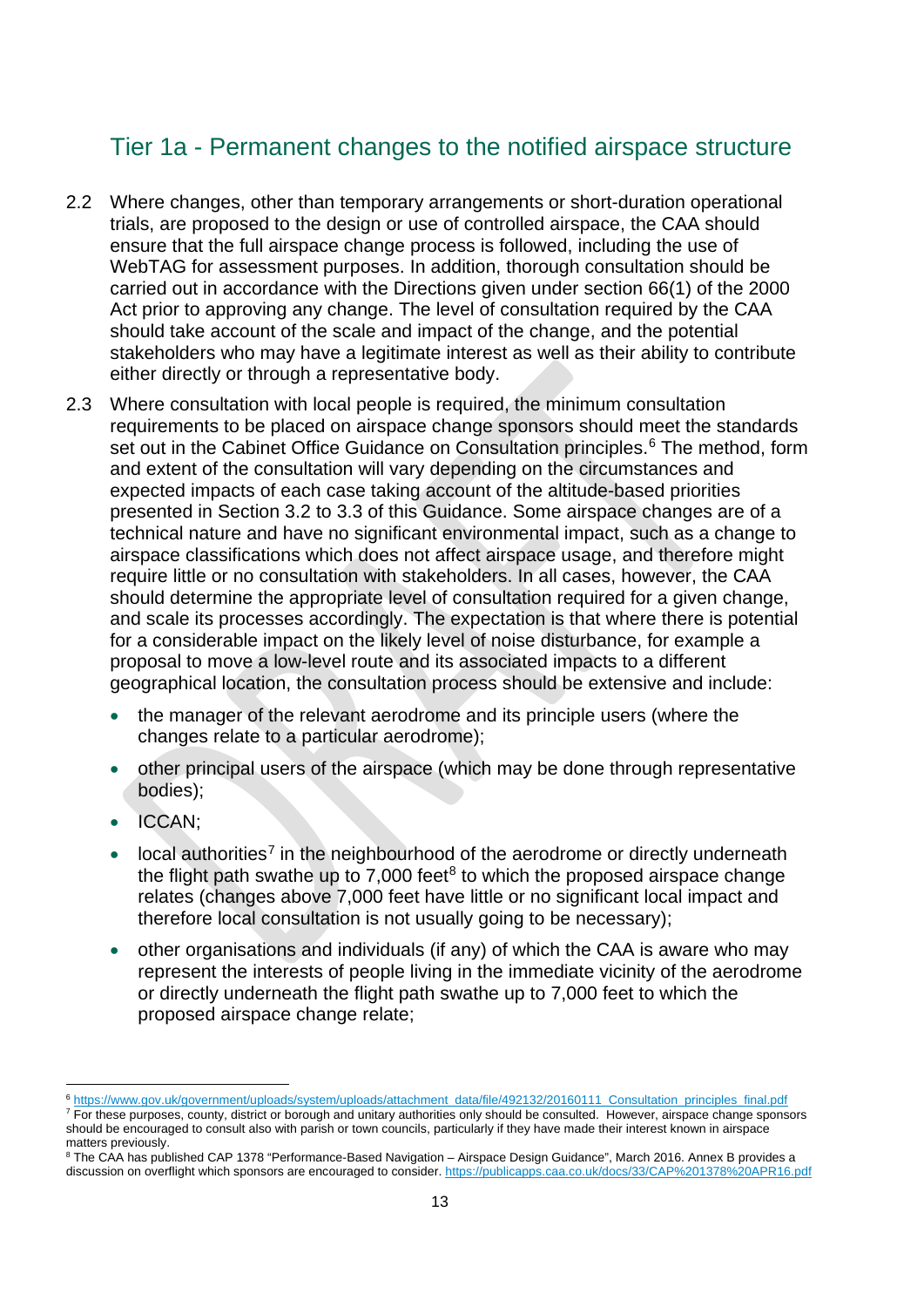## Tier 1a - Permanent changes to the notified airspace structure

2.2 Where changes, other than temporary arrangements or short-duration operational trials, are proposed to the design or use of controlled airspace, the CAA should ensure that the full airspace change process is followed, including the use of WebTAG for assessment purposes. In addition, thorough consultation should be carried out in accordance with the Directions given under section 66(1) of the 2000 Act prior to approving any change. The level of consultation required by the CAA should take account of the scale and impact of the change, and the potential stakeholders who may have a legitimate interest as well as their ability to contribute either directly or through a representative body.

2.3 Where consultation with local people is required, the minimum consultation requirements to be placed on airspace change sponsors should meet the standards set out in the Cabinet Office Guidance on Consultation principles.[6] The method, form and extent of the consultation will vary depending on the circumstances and expected impacts of each case taking account of the altitude-based priorities presented in Section 3.2 to 3.3 of this Guidance. Some airspace changes are of a technical nature and have no significant environmental impact, such as a change to airspace classifications which does not affect airspace usage, and therefore might require little or no consultation with stakeholders. In all cases, however, the CAA should determine the appropriate level of consultation required for a given change, and scale its processes accordingly. The expectation is that where there is potential for a considerable impact on the likely level of noise disturbance, for example a proposal to move a low-level route and its associated impacts to a different geographical location, the consultation process should be extensive and include:

- the manager of the relevant aerodrome and its principle users (where the changes relate to a particular aerodrome);
- other principal users of the airspace (which may be done through representative bodies);
- ICCAN;
- local authorities[7] in the neighbourhood of the aerodrome or directly underneath the flight path swathe up to 7,000 feet[8] to which the proposed airspace change relates (changes above 7,000 feet have little or no significant local impact and therefore local consultation is not usually going to be necessary);
- other organisations and individuals (if any) of which the CAA is aware who may represent the interests of people living in the immediate vicinity of the aerodrome or directly underneath the flight path swathe up to 7,000 feet to which the proposed airspace change relate;

---

[6] https://www.gov.uk/government/uploads/system/uploads/attachment_data/file/492132/20160111_Consultation_principles_final.pdf

[7] For these purposes, county, district or borough and unitary authorities only should be consulted. However, airspace change sponsors should be encouraged to consult also with parish or town councils, particularly if they have made their interest known in airspace matters previously.

[8] The CAA has published CAP 1378 "Performance-Based Navigation – Airspace Design Guidance", March 2016. Annex B provides a discussion on overflight which sponsors are encouraged to consider. https://publicapps.caa.co.uk/docs/33/CAP%201378%20APR16.pdf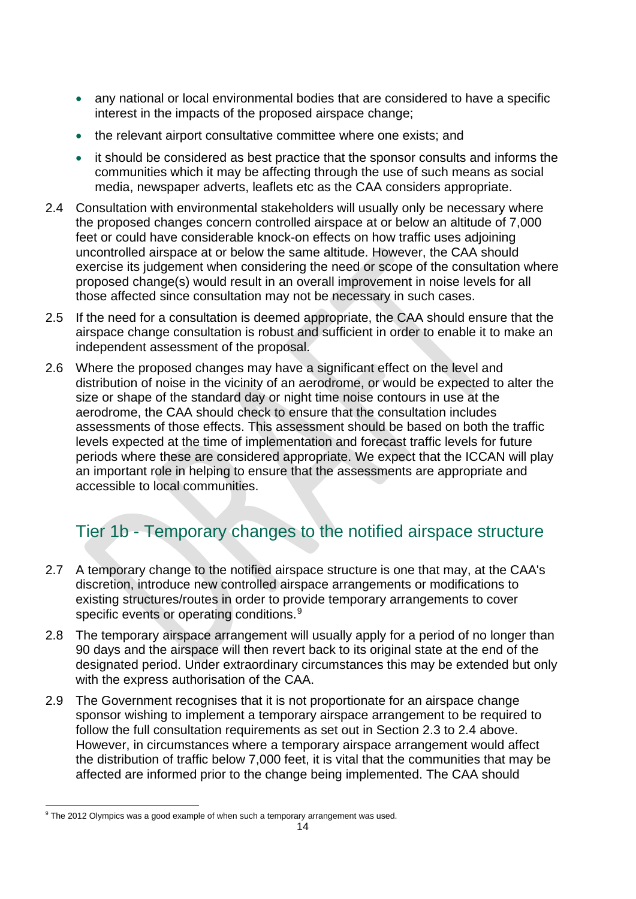- any national or local environmental bodies that are considered to have a specific interest in the impacts of the proposed airspace change;
- the relevant airport consultative committee where one exists; and
- it should be considered as best practice that the sponsor consults and informs the communities which it may be affecting through the use of such means as social media, newspaper adverts, leaflets etc as the CAA considers appropriate.

2.4 Consultation with environmental stakeholders will usually only be necessary where the proposed changes concern controlled airspace at or below an altitude of 7,000 feet or could have considerable knock-on effects on how traffic uses adjoining uncontrolled airspace at or below the same altitude. However, the CAA should exercise its judgement when considering the need or scope of the consultation where proposed change(s) would result in an overall improvement in noise levels for all those affected since consultation may not be necessary in such cases.

2.5 If the need for a consultation is deemed appropriate, the CAA should ensure that the airspace change consultation is robust and sufficient in order to enable it to make an independent assessment of the proposal.

2.6 Where the proposed changes may have a significant effect on the level and distribution of noise in the vicinity of an aerodrome, or would be expected to alter the size or shape of the standard day or night time noise contours in use at the aerodrome, the CAA should check to ensure that the consultation includes assessments of those effects. This assessment should be based on both the traffic levels expected at the time of implementation and forecast traffic levels for future periods where these are considered appropriate. We expect that the ICCAN will play an important role in helping to ensure that the assessments are appropriate and accessible to local communities.

## Tier 1b - Temporary changes to the notified airspace structure

2.7 A temporary change to the notified airspace structure is one that may, at the CAA's discretion, introduce new controlled airspace arrangements or modifications to existing structures/routes in order to provide temporary arrangements to cover specific events or operating conditions.[9]

2.8 The temporary airspace arrangement will usually apply for a period of no longer than 90 days and the airspace will then revert back to its original state at the end of the designated period. Under extraordinary circumstances this may be extended but only with the express authorisation of the CAA.

2.9 The Government recognises that it is not proportionate for an airspace change sponsor wishing to implement a temporary airspace arrangement to be required to follow the full consultation requirements as set out in Section 2.3 to 2.4 above. However, in circumstances where a temporary airspace arrangement would affect the distribution of traffic below 7,000 feet, it is vital that the communities that may be affected are informed prior to the change being implemented. The CAA should

[9] The 2012 Olympics was a good example of when such a temporary arrangement was used.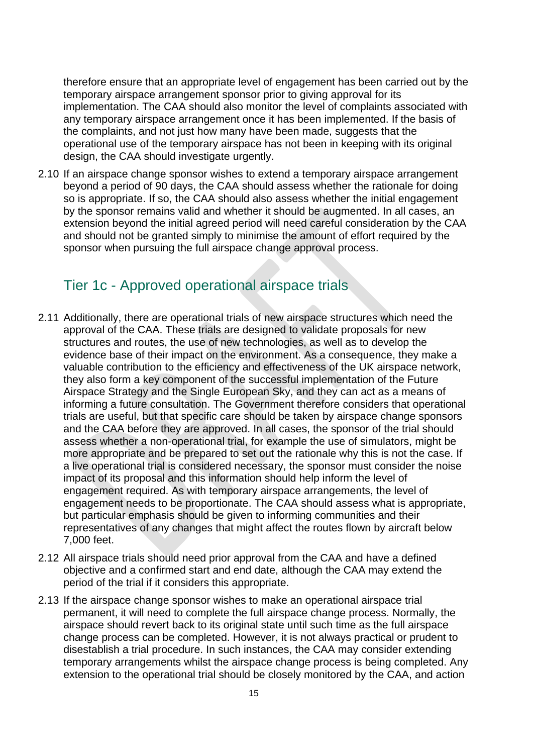therefore ensure that an appropriate level of engagement has been carried out by the temporary airspace arrangement sponsor prior to giving approval for its implementation. The CAA should also monitor the level of complaints associated with any temporary airspace arrangement once it has been implemented. If the basis of the complaints, and not just how many have been made, suggests that the operational use of the temporary airspace has not been in keeping with its original design, the CAA should investigate urgently.

2.10 If an airspace change sponsor wishes to extend a temporary airspace arrangement beyond a period of 90 days, the CAA should assess whether the rationale for doing so is appropriate. If so, the CAA should also assess whether the initial engagement by the sponsor remains valid and whether it should be augmented. In all cases, an extension beyond the initial agreed period will need careful consideration by the CAA and should not be granted simply to minimise the amount of effort required by the sponsor when pursuing the full airspace change approval process.

## Tier 1c - Approved operational airspace trials

2.11 Additionally, there are operational trials of new airspace structures which need the approval of the CAA. These trials are designed to validate proposals for new structures and routes, the use of new technologies, as well as to develop the evidence base of their impact on the environment. As a consequence, they make a valuable contribution to the efficiency and effectiveness of the UK airspace network, they also form a key component of the successful implementation of the Future Airspace Strategy and the Single European Sky, and they can act as a means of informing a future consultation. The Government therefore considers that operational trials are useful, but that specific care should be taken by airspace change sponsors and the CAA before they are approved. In all cases, the sponsor of the trial should assess whether a non-operational trial, for example the use of simulators, might be more appropriate and be prepared to set out the rationale why this is not the case. If a live operational trial is considered necessary, the sponsor must consider the noise impact of its proposal and this information should help inform the level of engagement required. As with temporary airspace arrangements, the level of engagement needs to be proportionate. The CAA should assess what is appropriate, but particular emphasis should be given to informing communities and their representatives of any changes that might affect the routes flown by aircraft below 7,000 feet.

2.12 All airspace trials should need prior approval from the CAA and have a defined objective and a confirmed start and end date, although the CAA may extend the period of the trial if it considers this appropriate.

2.13 If the airspace change sponsor wishes to make an operational airspace trial permanent, it will need to complete the full airspace change process. Normally, the airspace should revert back to its original state until such time as the full airspace change process can be completed. However, it is not always practical or prudent to disestablish a trial procedure. In such instances, the CAA may consider extending temporary arrangements whilst the airspace change process is being completed. Any extension to the operational trial should be closely monitored by the CAA, and action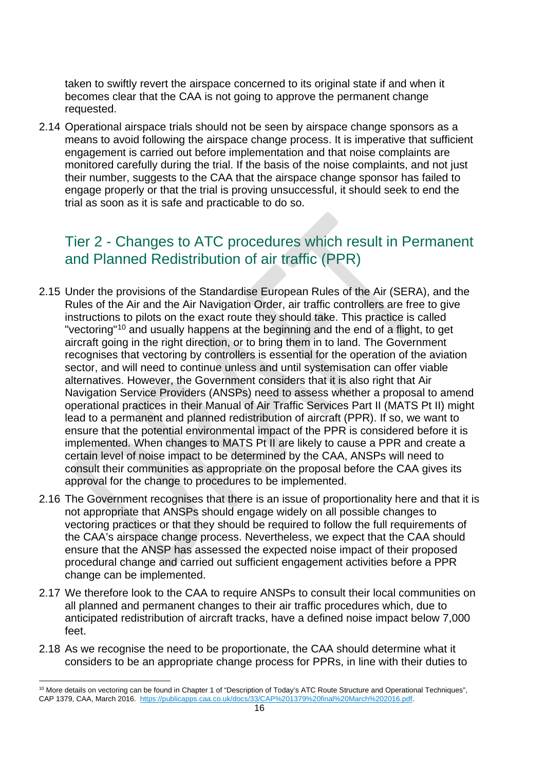taken to swiftly revert the airspace concerned to its original state if and when it becomes clear that the CAA is not going to approve the permanent change requested.

2.14 Operational airspace trials should not be seen by airspace change sponsors as a means to avoid following the airspace change process. It is imperative that sufficient engagement is carried out before implementation and that noise complaints are monitored carefully during the trial. If the basis of the noise complaints, and not just their number, suggests to the CAA that the airspace change sponsor has failed to engage properly or that the trial is proving unsuccessful, it should seek to end the trial as soon as it is safe and practicable to do so.

## Tier 2 - Changes to ATC procedures which result in Permanent and Planned Redistribution of air traffic (PPR)

2.15 Under the provisions of the Standardise European Rules of the Air (SERA), and the Rules of the Air and the Air Navigation Order, air traffic controllers are free to give instructions to pilots on the exact route they should take. This practice is called "vectoring"[10] and usually happens at the beginning and the end of a flight, to get aircraft going in the right direction, or to bring them in to land. The Government recognises that vectoring by controllers is essential for the operation of the aviation sector, and will need to continue unless and until systemisation can offer viable alternatives. However, the Government considers that it is also right that Air Navigation Service Providers (ANSPs) need to assess whether a proposal to amend operational practices in their Manual of Air Traffic Services Part II (MATS Pt II) might lead to a permanent and planned redistribution of aircraft (PPR). If so, we want to ensure that the potential environmental impact of the PPR is considered before it is implemented. When changes to MATS Pt II are likely to cause a PPR and create a certain level of noise impact to be determined by the CAA, ANSPs will need to consult their communities as appropriate on the proposal before the CAA gives its approval for the change to procedures to be implemented.

2.16 The Government recognises that there is an issue of proportionality here and that it is not appropriate that ANSPs should engage widely on all possible changes to vectoring practices or that they should be required to follow the full requirements of the CAA's airspace change process. Nevertheless, we expect that the CAA should ensure that the ANSP has assessed the expected noise impact of their proposed procedural change and carried out sufficient engagement activities before a PPR change can be implemented.

2.17 We therefore look to the CAA to require ANSPs to consult their local communities on all planned and permanent changes to their air traffic procedures which, due to anticipated redistribution of aircraft tracks, have a defined noise impact below 7,000 feet.

2.18 As we recognise the need to be proportionate, the CAA should determine what it considers to be an appropriate change process for PPRs, in line with their duties to

[10] More details on vectoring can be found in Chapter 1 of "Description of Today's ATC Route Structure and Operational Techniques", CAP 1379, CAA, March 2016. https://publicapps.caa.co.uk/docs/33/CAP%201379%20final%20March%202016.pdf.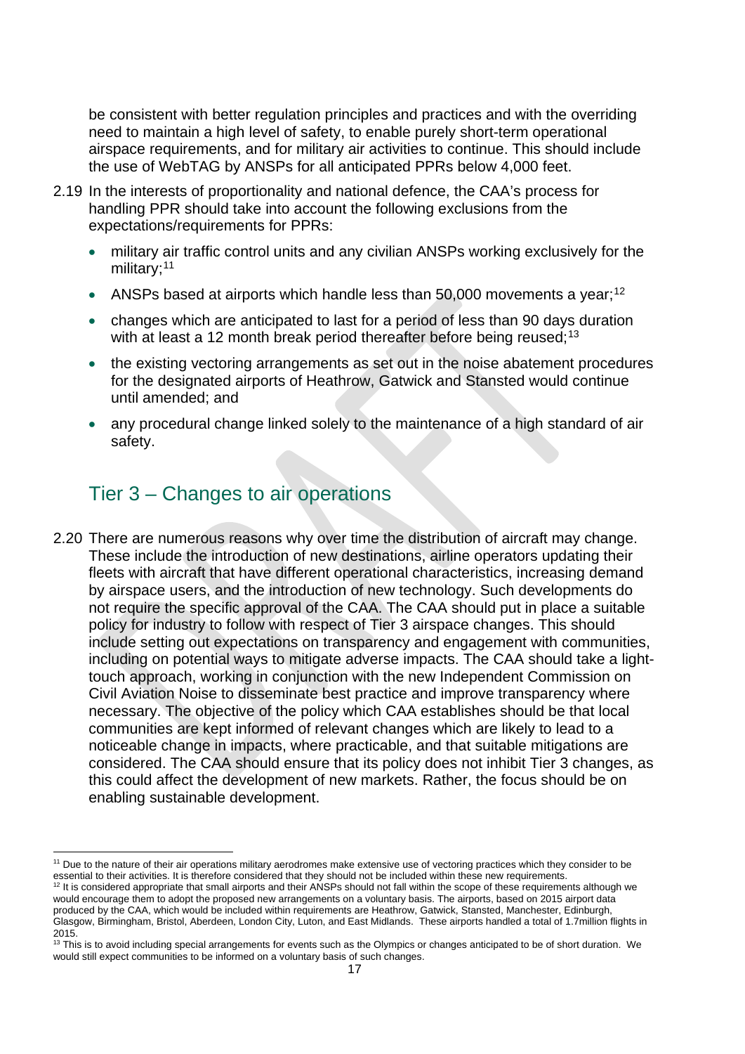be consistent with better regulation principles and practices and with the overriding need to maintain a high level of safety, to enable purely short-term operational airspace requirements, and for military air activities to continue. This should include the use of WebTAG by ANSPs for all anticipated PPRs below 4,000 feet.

2.19 In the interests of proportionality and national defence, the CAA's process for handling PPR should take into account the following exclusions from the expectations/requirements for PPRs:

- military air traffic control units and any civilian ANSPs working exclusively for the military;[11]
- ANSPs based at airports which handle less than 50,000 movements a year;[12]
- changes which are anticipated to last for a period of less than 90 days duration with at least a 12 month break period thereafter before being reused;[13]
- the existing vectoring arrangements as set out in the noise abatement procedures for the designated airports of Heathrow, Gatwick and Stansted would continue until amended; and
- any procedural change linked solely to the maintenance of a high standard of air safety.

## Tier 3 – Changes to air operations

2.20 There are numerous reasons why over time the distribution of aircraft may change. These include the introduction of new destinations, airline operators updating their fleets with aircraft that have different operational characteristics, increasing demand by airspace users, and the introduction of new technology. Such developments do not require the specific approval of the CAA. The CAA should put in place a suitable policy for industry to follow with respect of Tier 3 airspace changes. This should include setting out expectations on transparency and engagement with communities, including on potential ways to mitigate adverse impacts. The CAA should take a light-touch approach, working in conjunction with the new Independent Commission on Civil Aviation Noise to disseminate best practice and improve transparency where necessary. The objective of the policy which CAA establishes should be that local communities are kept informed of relevant changes which are likely to lead to a noticeable change in impacts, where practicable, and that suitable mitigations are considered. The CAA should ensure that its policy does not inhibit Tier 3 changes, as this could affect the development of new markets. Rather, the focus should be on enabling sustainable development.

---

[11] Due to the nature of their air operations military aerodromes make extensive use of vectoring practices which they consider to be essential to their activities. It is therefore considered that they should not be included within these new requirements.

[12] It is considered appropriate that small airports and their ANSPs should not fall within the scope of these requirements although we would encourage them to adopt the proposed new arrangements on a voluntary basis. The airports, based on 2015 airport data produced by the CAA, which would be included within requirements are Heathrow, Gatwick, Stansted, Manchester, Edinburgh, Glasgow, Birmingham, Bristol, Aberdeen, London City, Luton, and East Midlands. These airports handled a total of 1.7million flights in 2015.

[13] This is to avoid including special arrangements for events such as the Olympics or changes anticipated to be of short duration. We would still expect communities to be informed on a voluntary basis of such changes.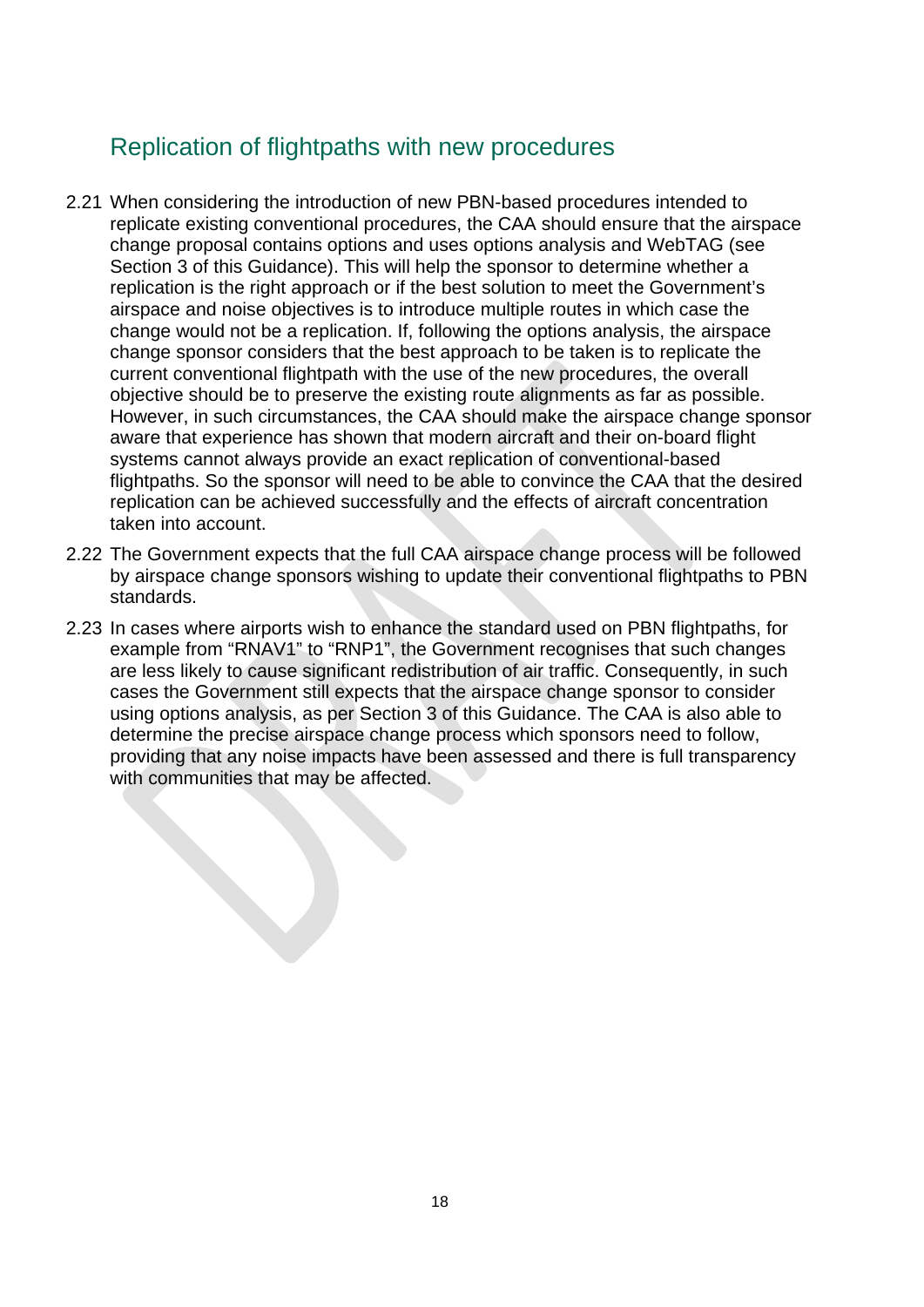## Replication of flightpaths with new procedures

2.21 When considering the introduction of new PBN-based procedures intended to replicate existing conventional procedures, the CAA should ensure that the airspace change proposal contains options and uses options analysis and WebTAG (see Section 3 of this Guidance). This will help the sponsor to determine whether a replication is the right approach or if the best solution to meet the Government's airspace and noise objectives is to introduce multiple routes in which case the change would not be a replication. If, following the options analysis, the airspace change sponsor considers that the best approach to be taken is to replicate the current conventional flightpath with the use of the new procedures, the overall objective should be to preserve the existing route alignments as far as possible. However, in such circumstances, the CAA should make the airspace change sponsor aware that experience has shown that modern aircraft and their on-board flight systems cannot always provide an exact replication of conventional-based flightpaths. So the sponsor will need to be able to convince the CAA that the desired replication can be achieved successfully and the effects of aircraft concentration taken into account.

2.22 The Government expects that the full CAA airspace change process will be followed by airspace change sponsors wishing to update their conventional flightpaths to PBN standards.

2.23 In cases where airports wish to enhance the standard used on PBN flightpaths, for example from "RNAV1" to "RNP1", the Government recognises that such changes are less likely to cause significant redistribution of air traffic. Consequently, in such cases the Government still expects that the airspace change sponsor to consider using options analysis, as per Section 3 of this Guidance. The CAA is also able to determine the precise airspace change process which sponsors need to follow, providing that any noise impacts have been assessed and there is full transparency with communities that may be affected.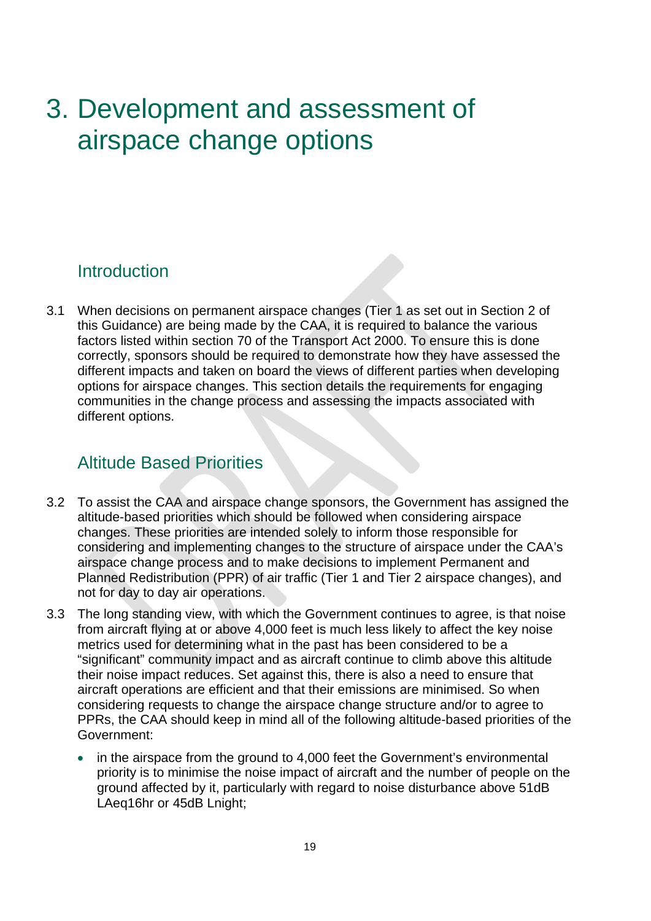# 3. Development and assessment of airspace change options

## Introduction

3.1 When decisions on permanent airspace changes (Tier 1 as set out in Section 2 of this Guidance) are being made by the CAA, it is required to balance the various factors listed within section 70 of the Transport Act 2000. To ensure this is done correctly, sponsors should be required to demonstrate how they have assessed the different impacts and taken on board the views of different parties when developing options for airspace changes. This section details the requirements for engaging communities in the change process and assessing the impacts associated with different options.

## Altitude Based Priorities

3.2 To assist the CAA and airspace change sponsors, the Government has assigned the altitude-based priorities which should be followed when considering airspace changes. These priorities are intended solely to inform those responsible for considering and implementing changes to the structure of airspace under the CAA's airspace change process and to make decisions to implement Permanent and Planned Redistribution (PPR) of air traffic (Tier 1 and Tier 2 airspace changes), and not for day to day air operations.

3.3 The long standing view, with which the Government continues to agree, is that noise from aircraft flying at or above 4,000 feet is much less likely to affect the key noise metrics used for determining what in the past has been considered to be a "significant" community impact and as aircraft continue to climb above this altitude their noise impact reduces. Set against this, there is also a need to ensure that aircraft operations are efficient and that their emissions are minimised. So when considering requests to change the airspace change structure and/or to agree to PPRs, the CAA should keep in mind all of the following altitude-based priorities of the Government:

- in the airspace from the ground to 4,000 feet the Government's environmental priority is to minimise the noise impact of aircraft and the number of people on the ground affected by it, particularly with regard to noise disturbance above 51dB LAeq16hr or 45dB Lnight;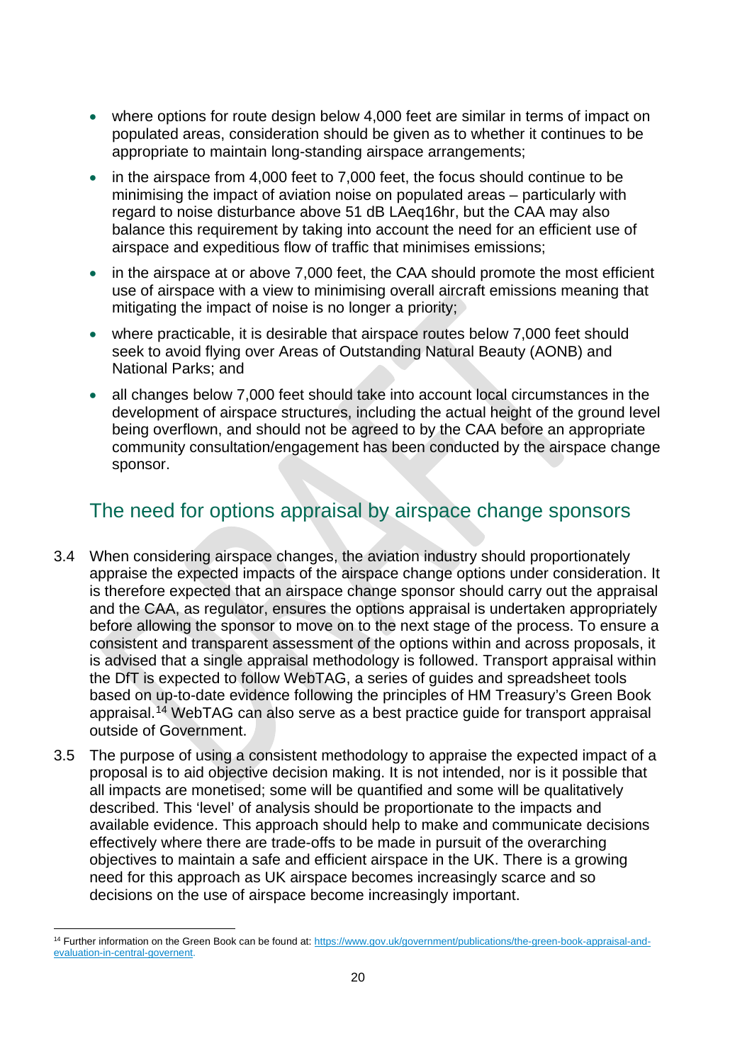- where options for route design below 4,000 feet are similar in terms of impact on populated areas, consideration should be given as to whether it continues to be appropriate to maintain long-standing airspace arrangements;
- in the airspace from 4,000 feet to 7,000 feet, the focus should continue to be minimising the impact of aviation noise on populated areas – particularly with regard to noise disturbance above 51 dB LAeq16hr, but the CAA may also balance this requirement by taking into account the need for an efficient use of airspace and expeditious flow of traffic that minimises emissions;
- in the airspace at or above 7,000 feet, the CAA should promote the most efficient use of airspace with a view to minimising overall aircraft emissions meaning that mitigating the impact of noise is no longer a priority;
- where practicable, it is desirable that airspace routes below 7,000 feet should seek to avoid flying over Areas of Outstanding Natural Beauty (AONB) and National Parks; and
- all changes below 7,000 feet should take into account local circumstances in the development of airspace structures, including the actual height of the ground level being overflown, and should not be agreed to by the CAA before an appropriate community consultation/engagement has been conducted by the airspace change sponsor.

## The need for options appraisal by airspace change sponsors

3.4 When considering airspace changes, the aviation industry should proportionately appraise the expected impacts of the airspace change options under consideration. It is therefore expected that an airspace change sponsor should carry out the appraisal and the CAA, as regulator, ensures the options appraisal is undertaken appropriately before allowing the sponsor to move on to the next stage of the process. To ensure a consistent and transparent assessment of the options within and across proposals, it is advised that a single appraisal methodology is followed. Transport appraisal within the DfT is expected to follow WebTAG, a series of guides and spreadsheet tools based on up-to-date evidence following the principles of HM Treasury's Green Book appraisal.[14] WebTAG can also serve as a best practice guide for transport appraisal outside of Government.

3.5 The purpose of using a consistent methodology to appraise the expected impact of a proposal is to aid objective decision making. It is not intended, nor is it possible that all impacts are monetised; some will be quantified and some will be qualitatively described. This 'level' of analysis should be proportionate to the impacts and available evidence. This approach should help to make and communicate decisions effectively where there are trade-offs to be made in pursuit of the overarching objectives to maintain a safe and efficient airspace in the UK. There is a growing need for this approach as UK airspace becomes increasingly scarce and so decisions on the use of airspace become increasingly important.

[14] Further information on the Green Book can be found at: https://www.gov.uk/government/publications/the-green-book-appraisal-and-evaluation-in-central-governent.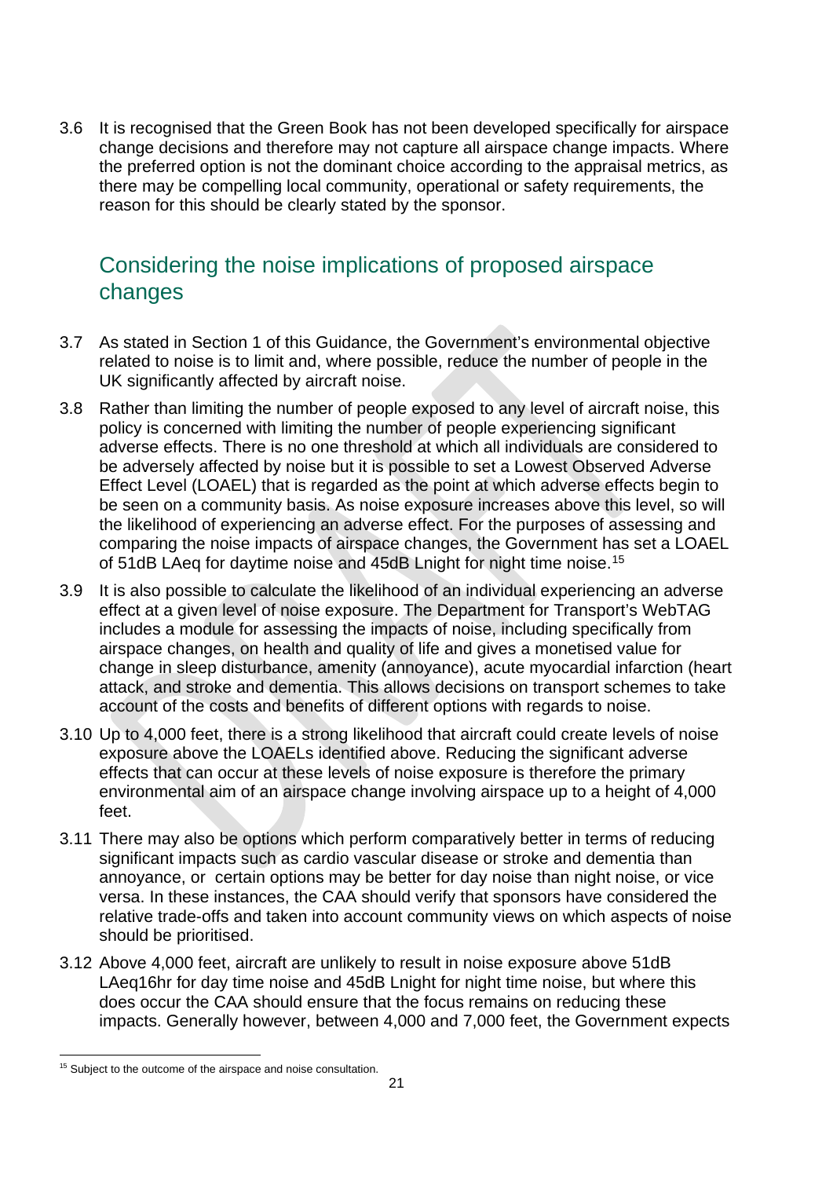3.6 It is recognised that the Green Book has not been developed specifically for airspace change decisions and therefore may not capture all airspace change impacts. Where the preferred option is not the dominant choice according to the appraisal metrics, as there may be compelling local community, operational or safety requirements, the reason for this should be clearly stated by the sponsor.

## Considering the noise implications of proposed airspace changes

3.7 As stated in Section 1 of this Guidance, the Government's environmental objective related to noise is to limit and, where possible, reduce the number of people in the UK significantly affected by aircraft noise.

3.8 Rather than limiting the number of people exposed to any level of aircraft noise, this policy is concerned with limiting the number of people experiencing significant adverse effects. There is no one threshold at which all individuals are considered to be adversely affected by noise but it is possible to set a Lowest Observed Adverse Effect Level (LOAEL) that is regarded as the point at which adverse effects begin to be seen on a community basis. As noise exposure increases above this level, so will the likelihood of experiencing an adverse effect. For the purposes of assessing and comparing the noise impacts of airspace changes, the Government has set a LOAEL of 51dB LAeq for daytime noise and 45dB Lnight for night time noise.[15]

3.9 It is also possible to calculate the likelihood of an individual experiencing an adverse effect at a given level of noise exposure. The Department for Transport's WebTAG includes a module for assessing the impacts of noise, including specifically from airspace changes, on health and quality of life and gives a monetised value for change in sleep disturbance, amenity (annoyance), acute myocardial infarction (heart attack, and stroke and dementia. This allows decisions on transport schemes to take account of the costs and benefits of different options with regards to noise.

3.10 Up to 4,000 feet, there is a strong likelihood that aircraft could create levels of noise exposure above the LOAELs identified above. Reducing the significant adverse effects that can occur at these levels of noise exposure is therefore the primary environmental aim of an airspace change involving airspace up to a height of 4,000 feet.

3.11 There may also be options which perform comparatively better in terms of reducing significant impacts such as cardio vascular disease or stroke and dementia than annoyance, or certain options may be better for day noise than night noise, or vice versa. In these instances, the CAA should verify that sponsors have considered the relative trade-offs and taken into account community views on which aspects of noise should be prioritised.

3.12 Above 4,000 feet, aircraft are unlikely to result in noise exposure above 51dB LAeq16hr for day time noise and 45dB Lnight for night time noise, but where this does occur the CAA should ensure that the focus remains on reducing these impacts. Generally however, between 4,000 and 7,000 feet, the Government expects

[15] Subject to the outcome of the airspace and noise consultation.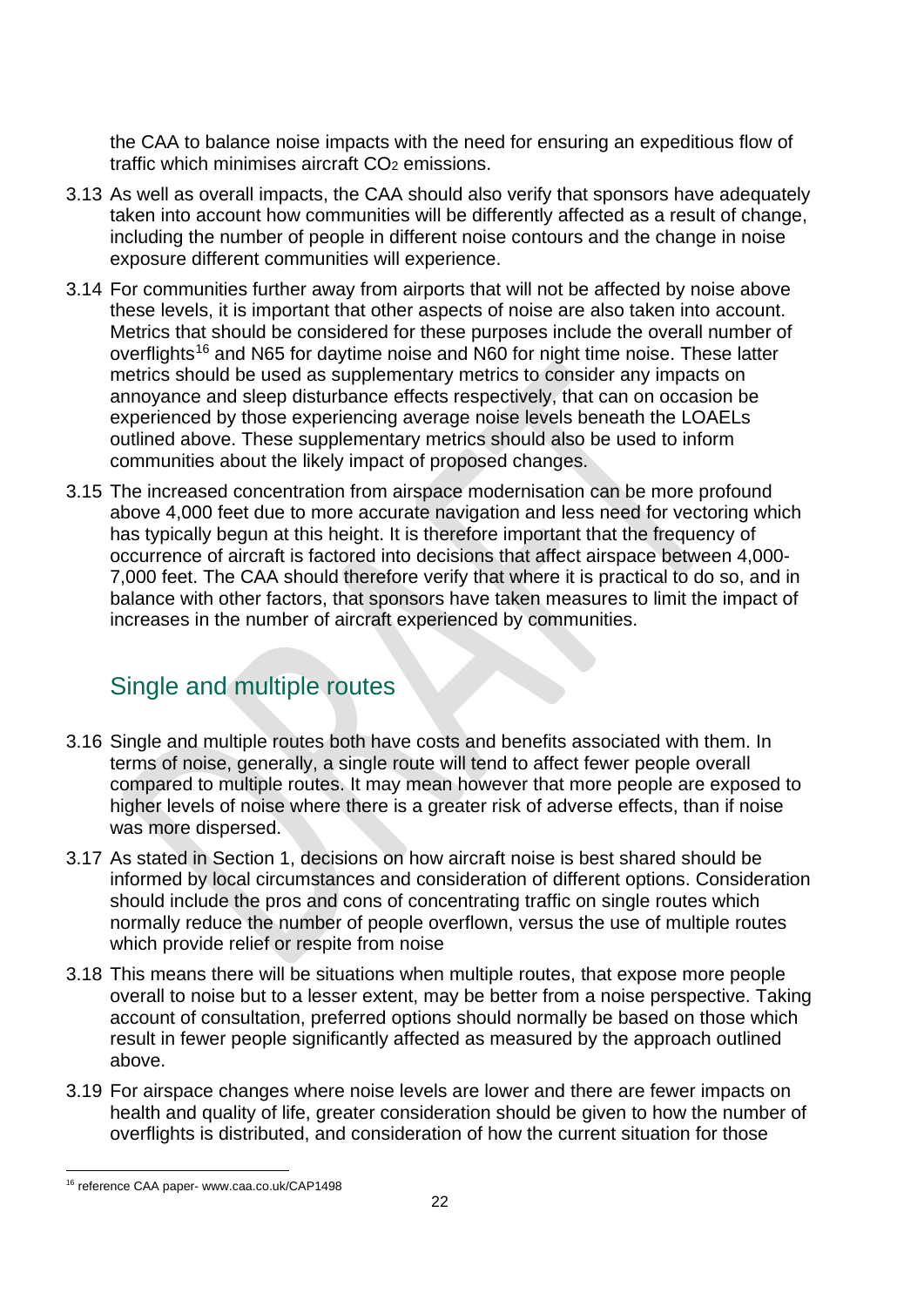the CAA to balance noise impacts with the need for ensuring an expeditious flow of traffic which minimises aircraft $CO_2$ emissions.

3.13 As well as overall impacts, the CAA should also verify that sponsors have adequately taken into account how communities will be differently affected as a result of change, including the number of people in different noise contours and the change in noise exposure different communities will experience.

3.14 For communities further away from airports that will not be affected by noise above these levels, it is important that other aspects of noise are also taken into account. Metrics that should be considered for these purposes include the overall number of overflights[16] and N65 for daytime noise and N60 for night time noise. These latter metrics should be used as supplementary metrics to consider any impacts on annoyance and sleep disturbance effects respectively, that can on occasion be experienced by those experiencing average noise levels beneath the LOAELs outlined above. These supplementary metrics should also be used to inform communities about the likely impact of proposed changes.

3.15 The increased concentration from airspace modernisation can be more profound above 4,000 feet due to more accurate navigation and less need for vectoring which has typically begun at this height. It is therefore important that the frequency of occurrence of aircraft is factored into decisions that affect airspace between 4,000-7,000 feet. The CAA should therefore verify that where it is practical to do so, and in balance with other factors, that sponsors have taken measures to limit the impact of increases in the number of aircraft experienced by communities.

## Single and multiple routes

3.16 Single and multiple routes both have costs and benefits associated with them. In terms of noise, generally, a single route will tend to affect fewer people overall compared to multiple routes. It may mean however that more people are exposed to higher levels of noise where there is a greater risk of adverse effects, than if noise was more dispersed.

3.17 As stated in Section 1, decisions on how aircraft noise is best shared should be informed by local circumstances and consideration of different options. Consideration should include the pros and cons of concentrating traffic on single routes which normally reduce the number of people overflown, versus the use of multiple routes which provide relief or respite from noise

3.18 This means there will be situations when multiple routes, that expose more people overall to noise but to a lesser extent, may be better from a noise perspective. Taking account of consultation, preferred options should normally be based on those which result in fewer people significantly affected as measured by the approach outlined above.

3.19 For airspace changes where noise levels are lower and there are fewer impacts on health and quality of life, greater consideration should be given to how the number of overflights is distributed, and consideration of how the current situation for those

[16] reference CAA paper- www.caa.co.uk/CAP1498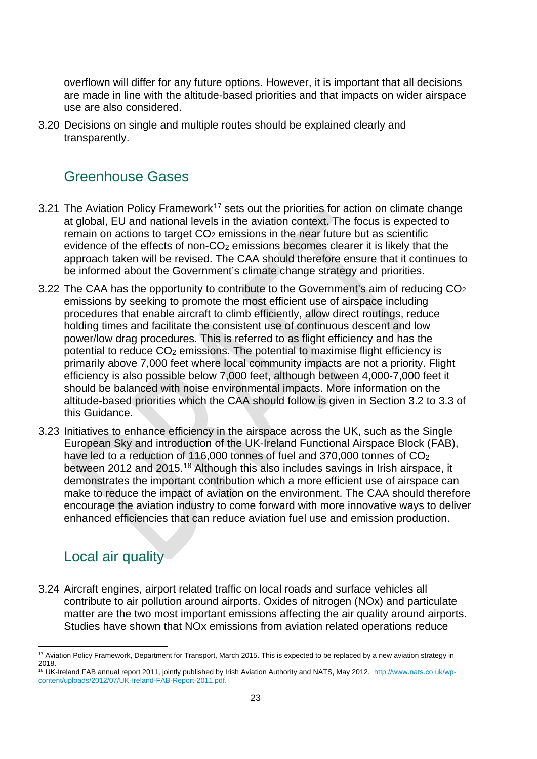overflown will differ for any future options. However, it is important that all decisions are made in line with the altitude-based priorities and that impacts on wider airspace use are also considered.

3.20 Decisions on single and multiple routes should be explained clearly and transparently.

## Greenhouse Gases

3.21 The Aviation Policy Framework[17] sets out the priorities for action on climate change at global, EU and national levels in the aviation context. The focus is expected to remain on actions to target $CO_2$ emissions in the near future but as scientific evidence of the effects of non-$CO_2$ emissions becomes clearer it is likely that the approach taken will be revised. The CAA should therefore ensure that it continues to be informed about the Government's climate change strategy and priorities.

3.22 The CAA has the opportunity to contribute to the Government's aim of reducing $CO_2$ emissions by seeking to promote the most efficient use of airspace including procedures that enable aircraft to climb efficiently, allow direct routings, reduce holding times and facilitate the consistent use of continuous descent and low power/low drag procedures. This is referred to as flight efficiency and has the potential to reduce $CO_2$ emissions. The potential to maximise flight efficiency is primarily above 7,000 feet where local community impacts are not a priority. Flight efficiency is also possible below 7,000 feet, although between 4,000-7,000 feet it should be balanced with noise environmental impacts. More information on the altitude-based priorities which the CAA should follow is given in Section 3.2 to 3.3 of this Guidance.

3.23 Initiatives to enhance efficiency in the airspace across the UK, such as the Single European Sky and introduction of the UK-Ireland Functional Airspace Block (FAB), have led to a reduction of 116,000 tonnes of fuel and 370,000 tonnes of $CO_2$ between 2012 and 2015.[18] Although this also includes savings in Irish airspace, it demonstrates the important contribution which a more efficient use of airspace can make to reduce the impact of aviation on the environment. The CAA should therefore encourage the aviation industry to come forward with more innovative ways to deliver enhanced efficiencies that can reduce aviation fuel use and emission production.

## Local air quality

3.24 Aircraft engines, airport related traffic on local roads and surface vehicles all contribute to air pollution around airports. Oxides of nitrogen (NOx) and particulate matter are the two most important emissions affecting the air quality around airports. Studies have shown that NOx emissions from aviation related operations reduce

---

[17] Aviation Policy Framework, Department for Transport, March 2015. This is expected to be replaced by a new aviation strategy in 2018.

[18] UK-Ireland FAB annual report 2011, jointly published by Irish Aviation Authority and NATS, May 2012. http://www.nats.co.uk/wp-content/uploads/2012/07/UK-Ireland-FAB-Report-2011.pdf.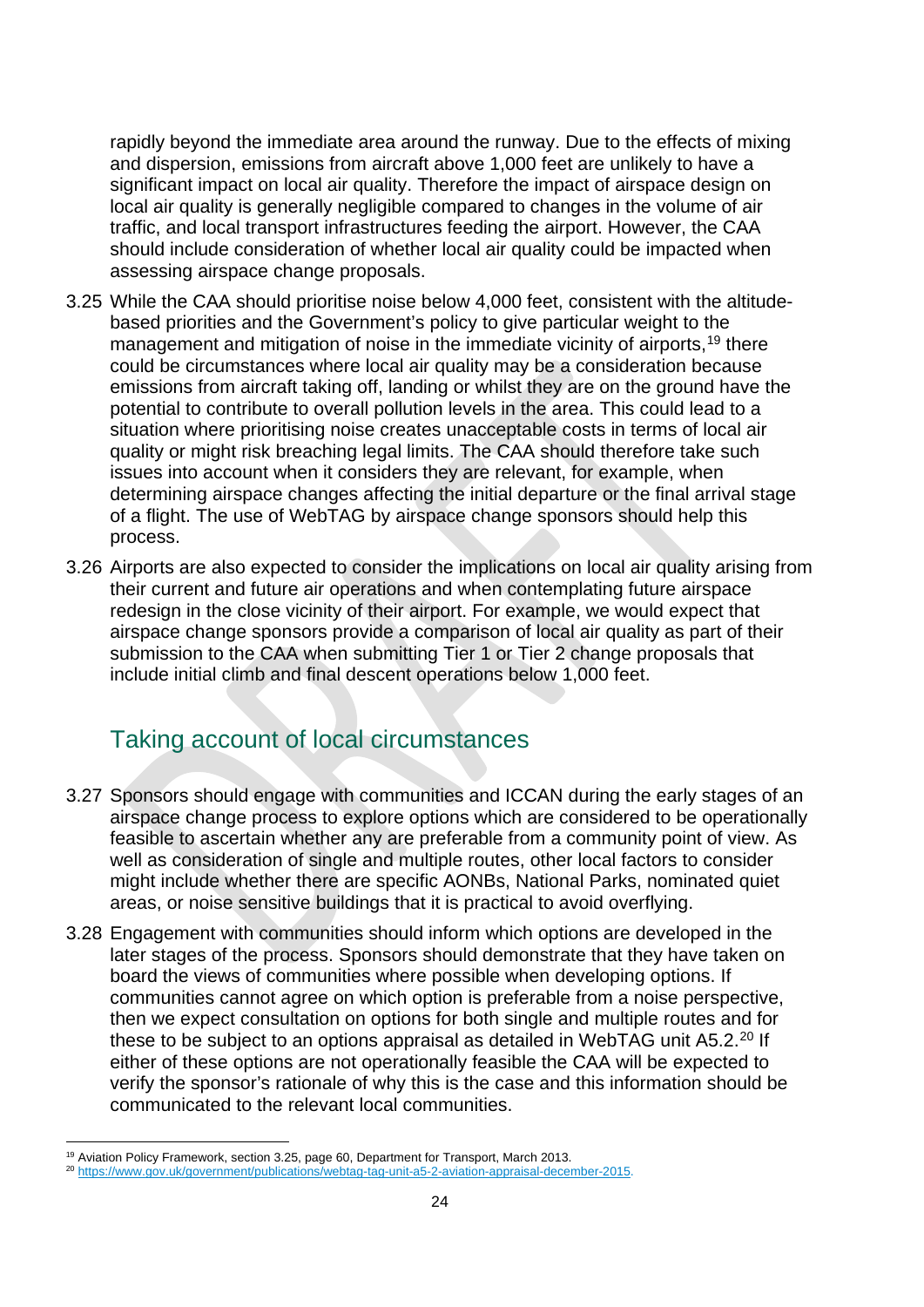rapidly beyond the immediate area around the runway. Due to the effects of mixing and dispersion, emissions from aircraft above 1,000 feet are unlikely to have a significant impact on local air quality. Therefore the impact of airspace design on local air quality is generally negligible compared to changes in the volume of air traffic, and local transport infrastructures feeding the airport. However, the CAA should include consideration of whether local air quality could be impacted when assessing airspace change proposals.

3.25 While the CAA should prioritise noise below 4,000 feet, consistent with the altitude-based priorities and the Government's policy to give particular weight to the management and mitigation of noise in the immediate vicinity of airports,[19] there could be circumstances where local air quality may be a consideration because emissions from aircraft taking off, landing or whilst they are on the ground have the potential to contribute to overall pollution levels in the area. This could lead to a situation where prioritising noise creates unacceptable costs in terms of local air quality or might risk breaching legal limits. The CAA should therefore take such issues into account when it considers they are relevant, for example, when determining airspace changes affecting the initial departure or the final arrival stage of a flight. The use of WebTAG by airspace change sponsors should help this process.

3.26 Airports are also expected to consider the implications on local air quality arising from their current and future air operations and when contemplating future airspace redesign in the close vicinity of their airport. For example, we would expect that airspace change sponsors provide a comparison of local air quality as part of their submission to the CAA when submitting Tier 1 or Tier 2 change proposals that include initial climb and final descent operations below 1,000 feet.

## Taking account of local circumstances

3.27 Sponsors should engage with communities and ICCAN during the early stages of an airspace change process to explore options which are considered to be operationally feasible to ascertain whether any are preferable from a community point of view. As well as consideration of single and multiple routes, other local factors to consider might include whether there are specific AONBs, National Parks, nominated quiet areas, or noise sensitive buildings that it is practical to avoid overflying.

3.28 Engagement with communities should inform which options are developed in the later stages of the process. Sponsors should demonstrate that they have taken on board the views of communities where possible when developing options. If communities cannot agree on which option is preferable from a noise perspective, then we expect consultation on options for both single and multiple routes and for these to be subject to an options appraisal as detailed in WebTAG unit A5.2.[20] If either of these options are not operationally feasible the CAA will be expected to verify the sponsor's rationale of why this is the case and this information should be communicated to the relevant local communities.

---

[19] Aviation Policy Framework, section 3.25, page 60, Department for Transport, March 2013.

[20] https://www.gov.uk/government/publications/webtag-tag-unit-a5-2-aviation-appraisal-december-2015.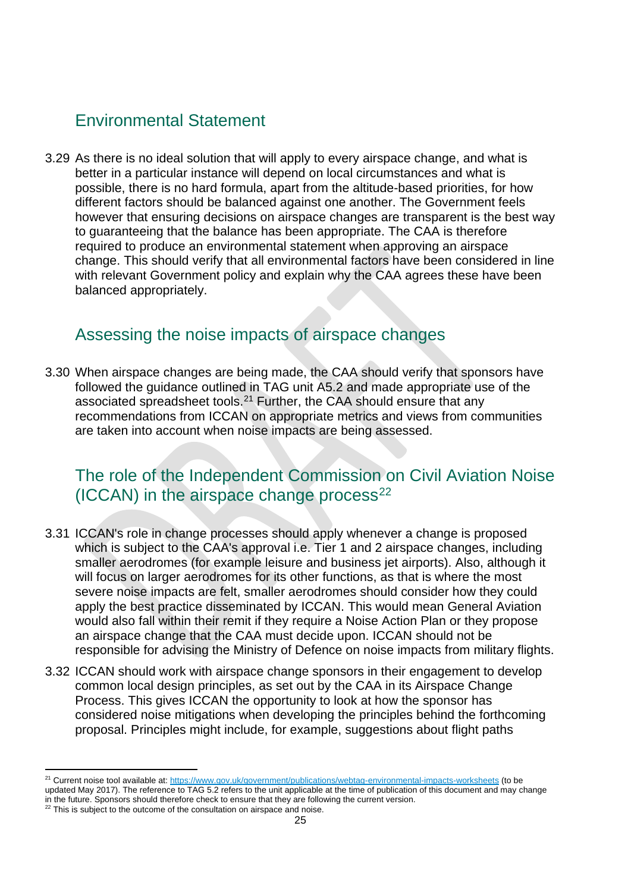## Environmental Statement

3.29 As there is no ideal solution that will apply to every airspace change, and what is better in a particular instance will depend on local circumstances and what is possible, there is no hard formula, apart from the altitude-based priorities, for how different factors should be balanced against one another. The Government feels however that ensuring decisions on airspace changes are transparent is the best way to guaranteeing that the balance has been appropriate. The CAA is therefore required to produce an environmental statement when approving an airspace change. This should verify that all environmental factors have been considered in line with relevant Government policy and explain why the CAA agrees these have been balanced appropriately.

## Assessing the noise impacts of airspace changes

3.30 When airspace changes are being made, the CAA should verify that sponsors have followed the guidance outlined in TAG unit A5.2 and made appropriate use of the associated spreadsheet tools.[21] Further, the CAA should ensure that any recommendations from ICCAN on appropriate metrics and views from communities are taken into account when noise impacts are being assessed.

## The role of the Independent Commission on Civil Aviation Noise (ICCAN) in the airspace change process[22]

3.31 ICCAN's role in change processes should apply whenever a change is proposed which is subject to the CAA's approval i.e. Tier 1 and 2 airspace changes, including smaller aerodromes (for example leisure and business jet airports). Also, although it will focus on larger aerodromes for its other functions, as that is where the most severe noise impacts are felt, smaller aerodromes should consider how they could apply the best practice disseminated by ICCAN. This would mean General Aviation would also fall within their remit if they require a Noise Action Plan or they propose an airspace change that the CAA must decide upon. ICCAN should not be responsible for advising the Ministry of Defence on noise impacts from military flights.

3.32 ICCAN should work with airspace change sponsors in their engagement to develop common local design principles, as set out by the CAA in its Airspace Change Process. This gives ICCAN the opportunity to look at how the sponsor has considered noise mitigations when developing the principles behind the forthcoming proposal. Principles might include, for example, suggestions about flight paths

---

[21] Current noise tool available at: https://www.gov.uk/government/publications/webtag-environmental-impacts-worksheets (to be updated May 2017). The reference to TAG 5.2 refers to the unit applicable at the time of publication of this document and may change in the future. Sponsors should therefore check to ensure that they are following the current version.

[22] This is subject to the outcome of the consultation on airspace and noise.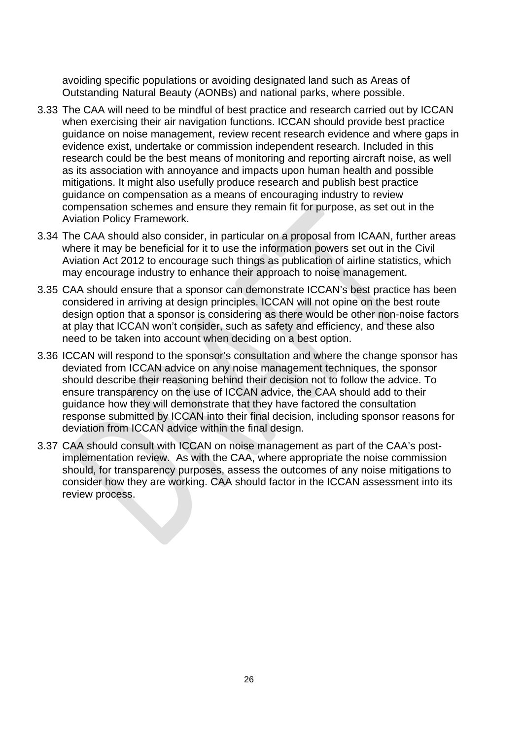avoiding specific populations or avoiding designated land such as Areas of Outstanding Natural Beauty (AONBs) and national parks, where possible.

3.33 The CAA will need to be mindful of best practice and research carried out by ICCAN when exercising their air navigation functions. ICCAN should provide best practice guidance on noise management, review recent research evidence and where gaps in evidence exist, undertake or commission independent research. Included in this research could be the best means of monitoring and reporting aircraft noise, as well as its association with annoyance and impacts upon human health and possible mitigations. It might also usefully produce research and publish best practice guidance on compensation as a means of encouraging industry to review compensation schemes and ensure they remain fit for purpose, as set out in the Aviation Policy Framework.

3.34 The CAA should also consider, in particular on a proposal from ICAAN, further areas where it may be beneficial for it to use the information powers set out in the Civil Aviation Act 2012 to encourage such things as publication of airline statistics, which may encourage industry to enhance their approach to noise management.

3.35 CAA should ensure that a sponsor can demonstrate ICCAN's best practice has been considered in arriving at design principles. ICCAN will not opine on the best route design option that a sponsor is considering as there would be other non-noise factors at play that ICCAN won't consider, such as safety and efficiency, and these also need to be taken into account when deciding on a best option.

3.36 ICCAN will respond to the sponsor's consultation and where the change sponsor has deviated from ICCAN advice on any noise management techniques, the sponsor should describe their reasoning behind their decision not to follow the advice. To ensure transparency on the use of ICCAN advice, the CAA should add to their guidance how they will demonstrate that they have factored the consultation response submitted by ICCAN into their final decision, including sponsor reasons for deviation from ICCAN advice within the final design.

3.37 CAA should consult with ICCAN on noise management as part of the CAA's post-implementation review. As with the CAA, where appropriate the noise commission should, for transparency purposes, assess the outcomes of any noise mitigations to consider how they are working. CAA should factor in the ICCAN assessment into its review process.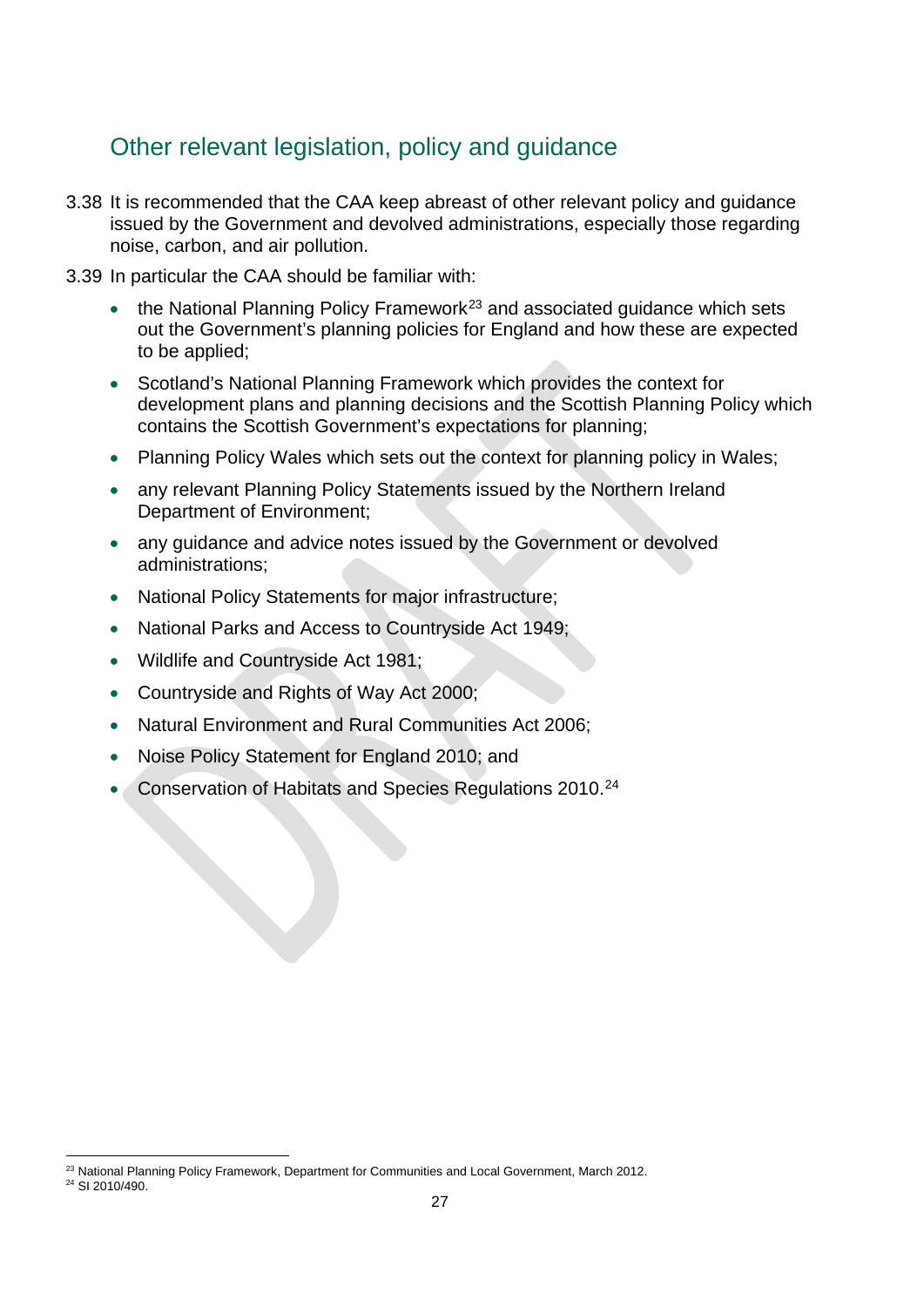## Other relevant legislation, policy and guidance

3.38 It is recommended that the CAA keep abreast of other relevant policy and guidance issued by the Government and devolved administrations, especially those regarding noise, carbon, and air pollution.

3.39 In particular the CAA should be familiar with:

- the National Planning Policy Framework[23] and associated guidance which sets out the Government's planning policies for England and how these are expected to be applied;
- Scotland's National Planning Framework which provides the context for development plans and planning decisions and the Scottish Planning Policy which contains the Scottish Government's expectations for planning;
- Planning Policy Wales which sets out the context for planning policy in Wales;
- any relevant Planning Policy Statements issued by the Northern Ireland Department of Environment;
- any guidance and advice notes issued by the Government or devolved administrations;
- National Policy Statements for major infrastructure;
- National Parks and Access to Countryside Act 1949;
- Wildlife and Countryside Act 1981;
- Countryside and Rights of Way Act 2000;
- Natural Environment and Rural Communities Act 2006;
- Noise Policy Statement for England 2010; and
- Conservation of Habitats and Species Regulations 2010.[24]

---

[23] National Planning Policy Framework, Department for Communities and Local Government, March 2012.

[24] SI 2010/490.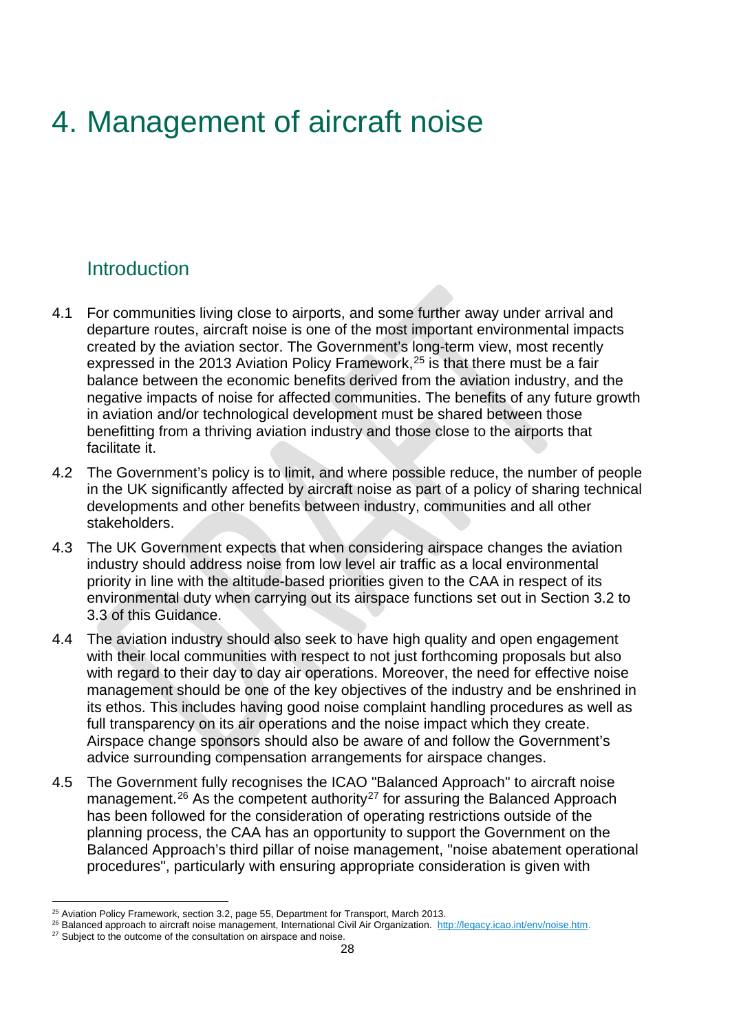# 4. Management of aircraft noise

## Introduction

4.1 For communities living close to airports, and some further away under arrival and departure routes, aircraft noise is one of the most important environmental impacts created by the aviation sector. The Government's long-term view, most recently expressed in the 2013 Aviation Policy Framework,[25] is that there must be a fair balance between the economic benefits derived from the aviation industry, and the negative impacts of noise for affected communities. The benefits of any future growth in aviation and/or technological development must be shared between those benefitting from a thriving aviation industry and those close to the airports that facilitate it.

4.2 The Government's policy is to limit, and where possible reduce, the number of people in the UK significantly affected by aircraft noise as part of a policy of sharing technical developments and other benefits between industry, communities and all other stakeholders.

4.3 The UK Government expects that when considering airspace changes the aviation industry should address noise from low level air traffic as a local environmental priority in line with the altitude-based priorities given to the CAA in respect of its environmental duty when carrying out its airspace functions set out in Section 3.2 to 3.3 of this Guidance.

4.4 The aviation industry should also seek to have high quality and open engagement with their local communities with respect to not just forthcoming proposals but also with regard to their day to day air operations. Moreover, the need for effective noise management should be one of the key objectives of the industry and be enshrined in its ethos. This includes having good noise complaint handling procedures as well as full transparency on its air operations and the noise impact which they create. Airspace change sponsors should also be aware of and follow the Government's advice surrounding compensation arrangements for airspace changes.

4.5 The Government fully recognises the ICAO "Balanced Approach" to aircraft noise management.[26] As the competent authority[27] for assuring the Balanced Approach has been followed for the consideration of operating restrictions outside of the planning process, the CAA has an opportunity to support the Government on the Balanced Approach's third pillar of noise management, "noise abatement operational procedures", particularly with ensuring appropriate consideration is given with

[25] Aviation Policy Framework, section 3.2, page 55, Department for Transport, March 2013.

[26] Balanced approach to aircraft noise management, International Civil Air Organization. http://legacy.icao.int/env/noise.htm.

[27] Subject to the outcome of the consultation on airspace and noise.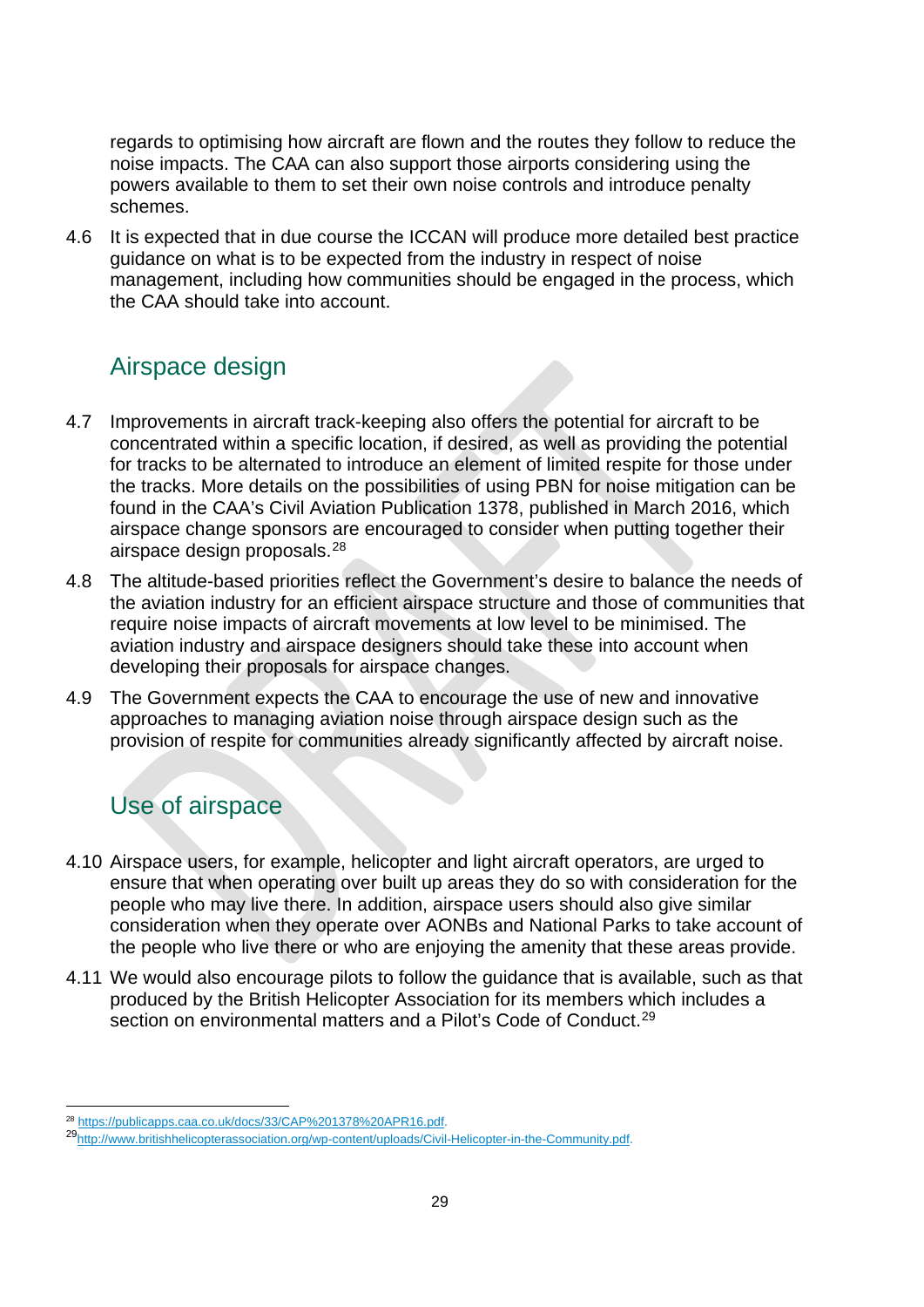regards to optimising how aircraft are flown and the routes they follow to reduce the noise impacts. The CAA can also support those airports considering using the powers available to them to set their own noise controls and introduce penalty schemes.

4.6 It is expected that in due course the ICCAN will produce more detailed best practice guidance on what is to be expected from the industry in respect of noise management, including how communities should be engaged in the process, which the CAA should take into account.

## Airspace design

4.7 Improvements in aircraft track-keeping also offers the potential for aircraft to be concentrated within a specific location, if desired, as well as providing the potential for tracks to be alternated to introduce an element of limited respite for those under the tracks. More details on the possibilities of using PBN for noise mitigation can be found in the CAA's Civil Aviation Publication 1378, published in March 2016, which airspace change sponsors are encouraged to consider when putting together their airspace design proposals.[28]

4.8 The altitude-based priorities reflect the Government's desire to balance the needs of the aviation industry for an efficient airspace structure and those of communities that require noise impacts of aircraft movements at low level to be minimised. The aviation industry and airspace designers should take these into account when developing their proposals for airspace changes.

4.9 The Government expects the CAA to encourage the use of new and innovative approaches to managing aviation noise through airspace design such as the provision of respite for communities already significantly affected by aircraft noise.

## Use of airspace

4.10 Airspace users, for example, helicopter and light aircraft operators, are urged to ensure that when operating over built up areas they do so with consideration for the people who may live there. In addition, airspace users should also give similar consideration when they operate over AONBs and National Parks to take account of the people who live there or who are enjoying the amenity that these areas provide.

4.11 We would also encourage pilots to follow the guidance that is available, such as that produced by the British Helicopter Association for its members which includes a section on environmental matters and a Pilot's Code of Conduct.[29]

---

[28] https://publicapps.caa.co.uk/docs/33/CAP%201378%20APR16.pdf.

[29] http://www.britishhelicopterassociation.org/wp-content/uploads/Civil-Helicopter-in-the-Community.pdf.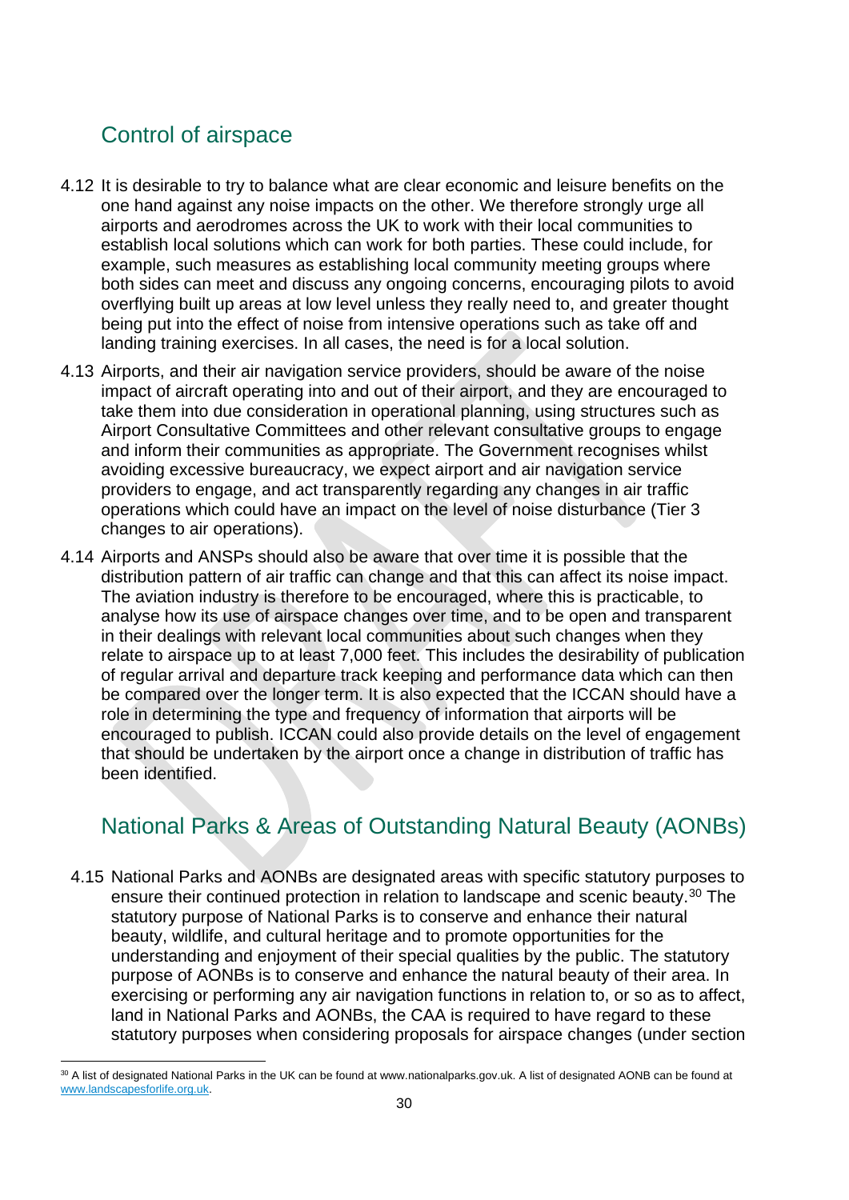## Control of airspace

4.12 It is desirable to try to balance what are clear economic and leisure benefits on the one hand against any noise impacts on the other. We therefore strongly urge all airports and aerodromes across the UK to work with their local communities to establish local solutions which can work for both parties. These could include, for example, such measures as establishing local community meeting groups where both sides can meet and discuss any ongoing concerns, encouraging pilots to avoid overflying built up areas at low level unless they really need to, and greater thought being put into the effect of noise from intensive operations such as take off and landing training exercises. In all cases, the need is for a local solution.

4.13 Airports, and their air navigation service providers, should be aware of the noise impact of aircraft operating into and out of their airport, and they are encouraged to take them into due consideration in operational planning, using structures such as Airport Consultative Committees and other relevant consultative groups to engage and inform their communities as appropriate. The Government recognises whilst avoiding excessive bureaucracy, we expect airport and air navigation service providers to engage, and act transparently regarding any changes in air traffic operations which could have an impact on the level of noise disturbance (Tier 3 changes to air operations).

4.14 Airports and ANSPs should also be aware that over time it is possible that the distribution pattern of air traffic can change and that this can affect its noise impact. The aviation industry is therefore to be encouraged, where this is practicable, to analyse how its use of airspace changes over time, and to be open and transparent in their dealings with relevant local communities about such changes when they relate to airspace up to at least 7,000 feet. This includes the desirability of publication of regular arrival and departure track keeping and performance data which can then be compared over the longer term. It is also expected that the ICCAN should have a role in determining the type and frequency of information that airports will be encouraged to publish. ICCAN could also provide details on the level of engagement that should be undertaken by the airport once a change in distribution of traffic has been identified.

## National Parks & Areas of Outstanding Natural Beauty (AONBs)

4.15 National Parks and AONBs are designated areas with specific statutory purposes to ensure their continued protection in relation to landscape and scenic beauty.[30] The statutory purpose of National Parks is to conserve and enhance their natural beauty, wildlife, and cultural heritage and to promote opportunities for the understanding and enjoyment of their special qualities by the public. The statutory purpose of AONBs is to conserve and enhance the natural beauty of their area. In exercising or performing any air navigation functions in relation to, or so as to affect, land in National Parks and AONBs, the CAA is required to have regard to these statutory purposes when considering proposals for airspace changes (under section

[30] A list of designated National Parks in the UK can be found at www.nationalparks.gov.uk. A list of designated AONB can be found at www.landscapesforlife.org.uk.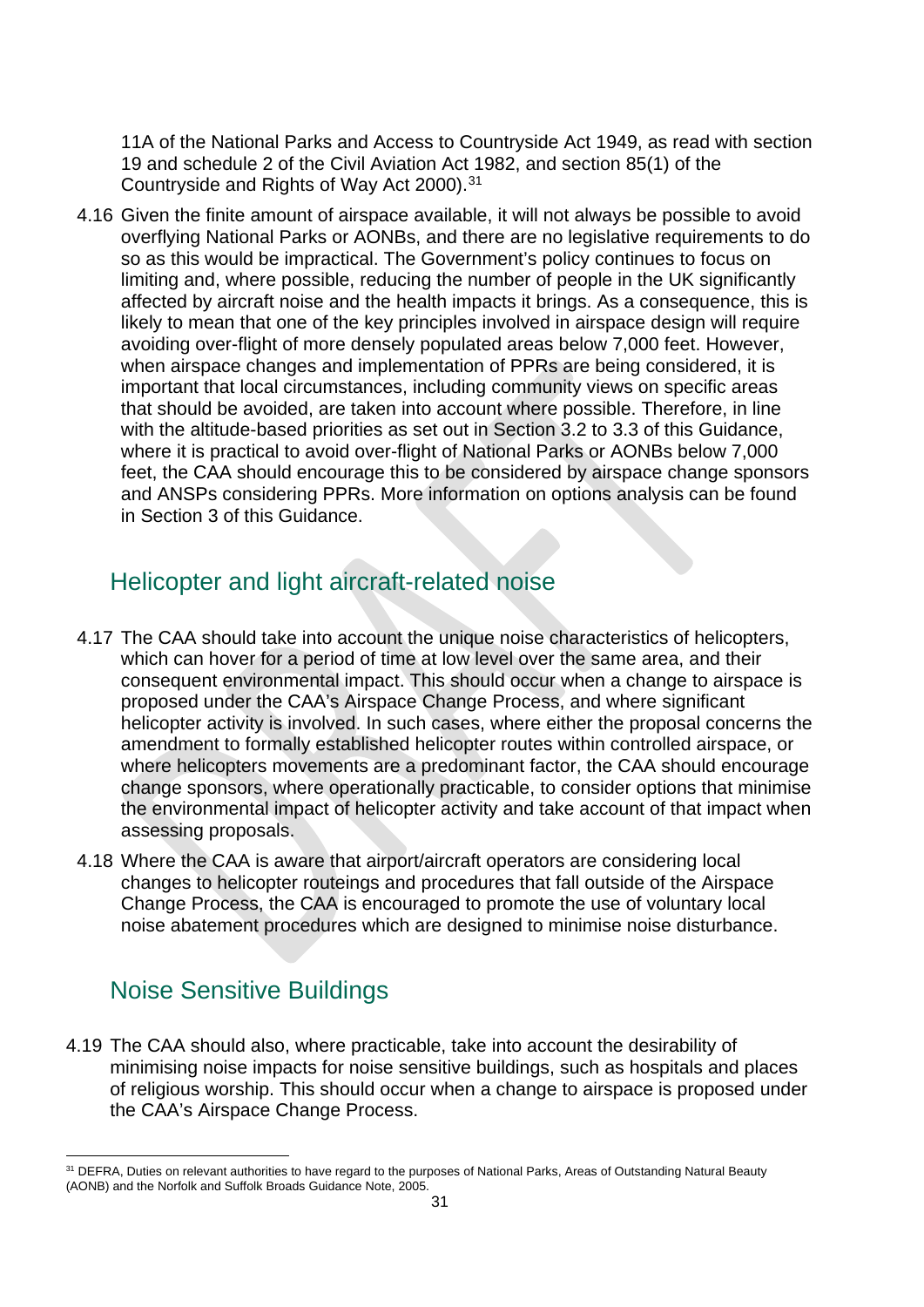11A of the National Parks and Access to Countryside Act 1949, as read with section 19 and schedule 2 of the Civil Aviation Act 1982, and section 85(1) of the Countryside and Rights of Way Act 2000).[31]

4.16 Given the finite amount of airspace available, it will not always be possible to avoid overflying National Parks or AONBs, and there are no legislative requirements to do so as this would be impractical. The Government's policy continues to focus on limiting and, where possible, reducing the number of people in the UK significantly affected by aircraft noise and the health impacts it brings. As a consequence, this is likely to mean that one of the key principles involved in airspace design will require avoiding over-flight of more densely populated areas below 7,000 feet. However, when airspace changes and implementation of PPRs are being considered, it is important that local circumstances, including community views on specific areas that should be avoided, are taken into account where possible. Therefore, in line with the altitude-based priorities as set out in Section 3.2 to 3.3 of this Guidance, where it is practical to avoid over-flight of National Parks or AONBs below 7,000 feet, the CAA should encourage this to be considered by airspace change sponsors and ANSPs considering PPRs. More information on options analysis can be found in Section 3 of this Guidance.

## Helicopter and light aircraft-related noise

4.17 The CAA should take into account the unique noise characteristics of helicopters, which can hover for a period of time at low level over the same area, and their consequent environmental impact. This should occur when a change to airspace is proposed under the CAA's Airspace Change Process, and where significant helicopter activity is involved. In such cases, where either the proposal concerns the amendment to formally established helicopter routes within controlled airspace, or where helicopters movements are a predominant factor, the CAA should encourage change sponsors, where operationally practicable, to consider options that minimise the environmental impact of helicopter activity and take account of that impact when assessing proposals.

4.18 Where the CAA is aware that airport/aircraft operators are considering local changes to helicopter routeings and procedures that fall outside of the Airspace Change Process, the CAA is encouraged to promote the use of voluntary local noise abatement procedures which are designed to minimise noise disturbance.

## Noise Sensitive Buildings

4.19 The CAA should also, where practicable, take into account the desirability of minimising noise impacts for noise sensitive buildings, such as hospitals and places of religious worship. This should occur when a change to airspace is proposed under the CAA's Airspace Change Process.

---

[31] DEFRA, Duties on relevant authorities to have regard to the purposes of National Parks, Areas of Outstanding Natural Beauty (AONB) and the Norfolk and Suffolk Broads Guidance Note, 2005.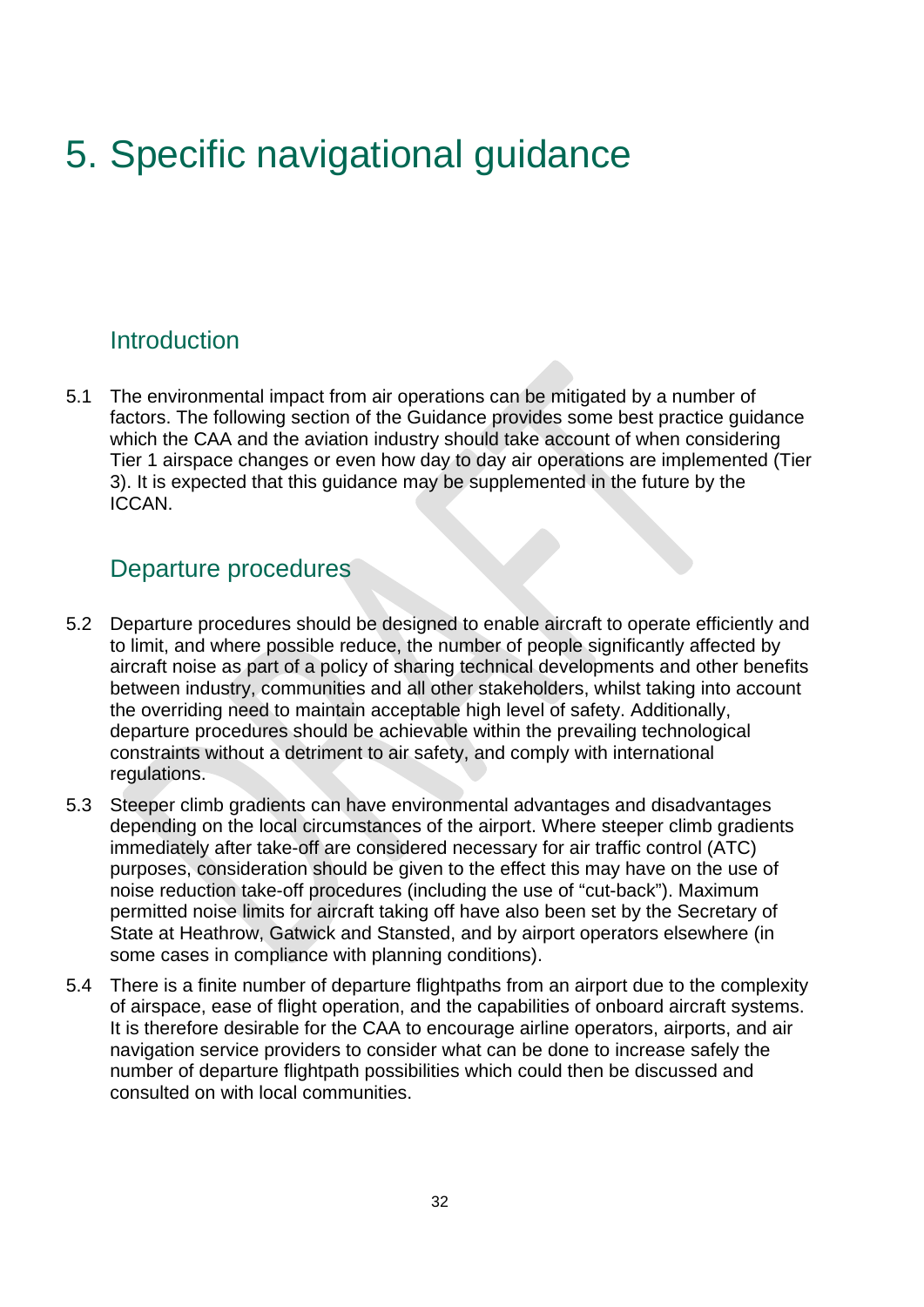# 5. Specific navigational guidance

## Introduction

5.1 The environmental impact from air operations can be mitigated by a number of factors. The following section of the Guidance provides some best practice guidance which the CAA and the aviation industry should take account of when considering Tier 1 airspace changes or even how day to day air operations are implemented (Tier 3). It is expected that this guidance may be supplemented in the future by the ICCAN.

## Departure procedures

5.2 Departure procedures should be designed to enable aircraft to operate efficiently and to limit, and where possible reduce, the number of people significantly affected by aircraft noise as part of a policy of sharing technical developments and other benefits between industry, communities and all other stakeholders, whilst taking into account the overriding need to maintain acceptable high level of safety. Additionally, departure procedures should be achievable within the prevailing technological constraints without a detriment to air safety, and comply with international regulations.

5.3 Steeper climb gradients can have environmental advantages and disadvantages depending on the local circumstances of the airport. Where steeper climb gradients immediately after take-off are considered necessary for air traffic control (ATC) purposes, consideration should be given to the effect this may have on the use of noise reduction take-off procedures (including the use of "cut-back"). Maximum permitted noise limits for aircraft taking off have also been set by the Secretary of State at Heathrow, Gatwick and Stansted, and by airport operators elsewhere (in some cases in compliance with planning conditions).

5.4 There is a finite number of departure flightpaths from an airport due to the complexity of airspace, ease of flight operation, and the capabilities of onboard aircraft systems. It is therefore desirable for the CAA to encourage airline operators, airports, and air navigation service providers to consider what can be done to increase safely the number of departure flightpath possibilities which could then be discussed and consulted on with local communities.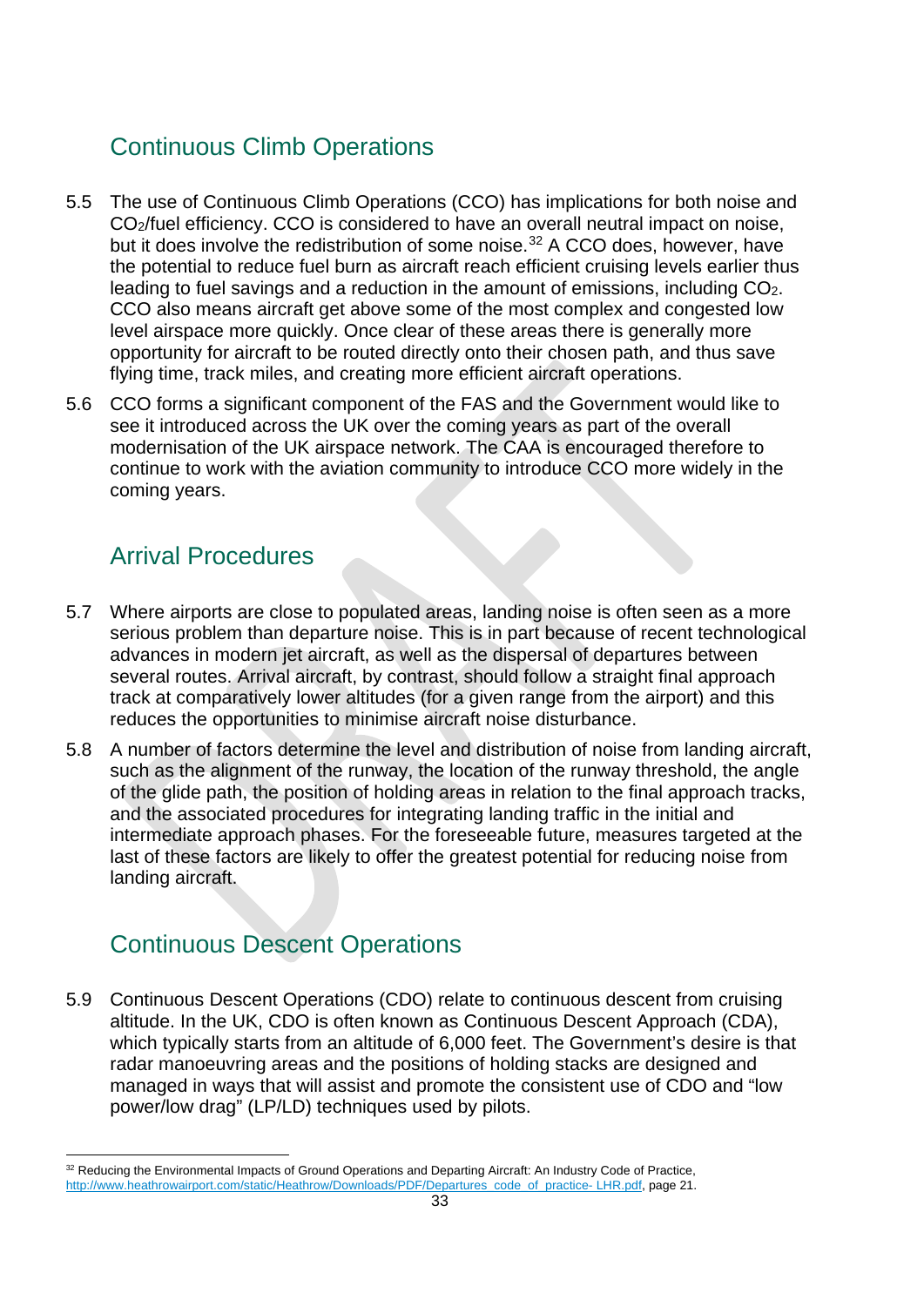## Continuous Climb Operations

5.5 The use of Continuous Climb Operations (CCO) has implications for both noise and $CO_2$/fuel efficiency. CCO is considered to have an overall neutral impact on noise, but it does involve the redistribution of some noise.[32] A CCO does, however, have the potential to reduce fuel burn as aircraft reach efficient cruising levels earlier thus leading to fuel savings and a reduction in the amount of emissions, including $CO_2$. CCO also means aircraft get above some of the most complex and congested low level airspace more quickly. Once clear of these areas there is generally more opportunity for aircraft to be routed directly onto their chosen path, and thus save flying time, track miles, and creating more efficient aircraft operations.

5.6 CCO forms a significant component of the FAS and the Government would like to see it introduced across the UK over the coming years as part of the overall modernisation of the UK airspace network. The CAA is encouraged therefore to continue to work with the aviation community to introduce CCO more widely in the coming years.

## Arrival Procedures

5.7 Where airports are close to populated areas, landing noise is often seen as a more serious problem than departure noise. This is in part because of recent technological advances in modern jet aircraft, as well as the dispersal of departures between several routes. Arrival aircraft, by contrast, should follow a straight final approach track at comparatively lower altitudes (for a given range from the airport) and this reduces the opportunities to minimise aircraft noise disturbance.

5.8 A number of factors determine the level and distribution of noise from landing aircraft, such as the alignment of the runway, the location of the runway threshold, the angle of the glide path, the position of holding areas in relation to the final approach tracks, and the associated procedures for integrating landing traffic in the initial and intermediate approach phases. For the foreseeable future, measures targeted at the last of these factors are likely to offer the greatest potential for reducing noise from landing aircraft.

## Continuous Descent Operations

5.9 Continuous Descent Operations (CDO) relate to continuous descent from cruising altitude. In the UK, CDO is often known as Continuous Descent Approach (CDA), which typically starts from an altitude of 6,000 feet. The Government's desire is that radar manoeuvring areas and the positions of holding stacks are designed and managed in ways that will assist and promote the consistent use of CDO and "low power/low drag" (LP/LD) techniques used by pilots.

---

[32] Reducing the Environmental Impacts of Ground Operations and Departing Aircraft: An Industry Code of Practice, http://www.heathrowairport.com/static/Heathrow/Downloads/PDF/Departures_code_of_practice- LHR.pdf, page 21.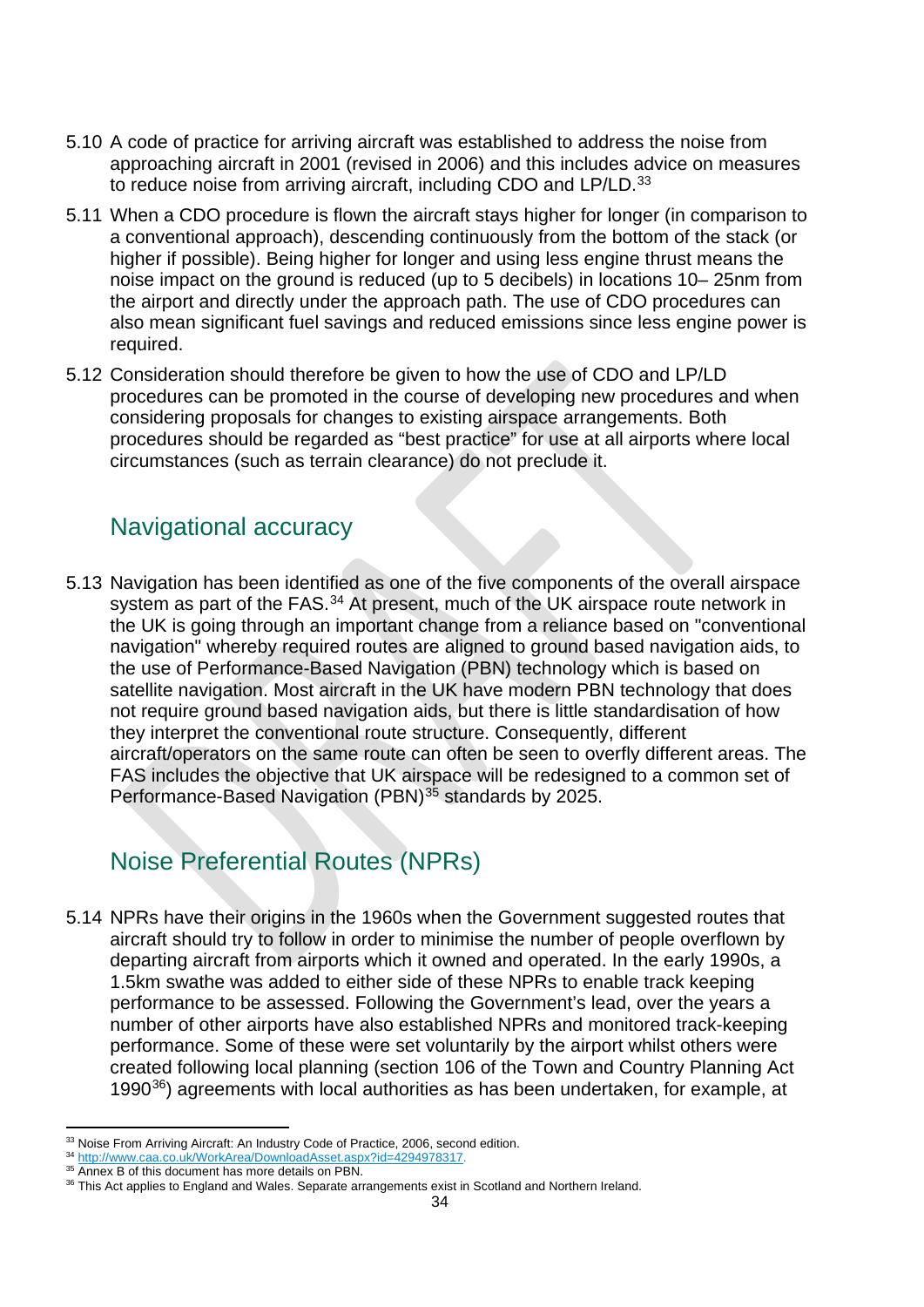5.10 A code of practice for arriving aircraft was established to address the noise from approaching aircraft in 2001 (revised in 2006) and this includes advice on measures to reduce noise from arriving aircraft, including CDO and LP/LD.[33]

5.11 When a CDO procedure is flown the aircraft stays higher for longer (in comparison to a conventional approach), descending continuously from the bottom of the stack (or higher if possible). Being higher for longer and using less engine thrust means the noise impact on the ground is reduced (up to 5 decibels) in locations 10– 25nm from the airport and directly under the approach path. The use of CDO procedures can also mean significant fuel savings and reduced emissions since less engine power is required.

5.12 Consideration should therefore be given to how the use of CDO and LP/LD procedures can be promoted in the course of developing new procedures and when considering proposals for changes to existing airspace arrangements. Both procedures should be regarded as "best practice" for use at all airports where local circumstances (such as terrain clearance) do not preclude it.

## Navigational accuracy

5.13 Navigation has been identified as one of the five components of the overall airspace system as part of the FAS.[34] At present, much of the UK airspace route network in the UK is going through an important change from a reliance based on "conventional navigation" whereby required routes are aligned to ground based navigation aids, to the use of Performance-Based Navigation (PBN) technology which is based on satellite navigation. Most aircraft in the UK have modern PBN technology that does not require ground based navigation aids, but there is little standardisation of how they interpret the conventional route structure. Consequently, different aircraft/operators on the same route can often be seen to overfly different areas. The FAS includes the objective that UK airspace will be redesigned to a common set of Performance-Based Navigation (PBN)[35] standards by 2025.

## Noise Preferential Routes (NPRs)

5.14 NPRs have their origins in the 1960s when the Government suggested routes that aircraft should try to follow in order to minimise the number of people overflown by departing aircraft from airports which it owned and operated. In the early 1990s, a 1.5km swathe was added to either side of these NPRs to enable track keeping performance to be assessed. Following the Government's lead, over the years a number of other airports have also established NPRs and monitored track-keeping performance. Some of these were set voluntarily by the airport whilst others were created following local planning (section 106 of the Town and Country Planning Act 1990[36]) agreements with local authorities as has been undertaken, for example, at

---

[33] Noise From Arriving Aircraft: An Industry Code of Practice, 2006, second edition.

[34] http://www.caa.co.uk/WorkArea/DownloadAsset.aspx?id=4294978317.

[35] Annex B of this document has more details on PBN.

[36] This Act applies to England and Wales. Separate arrangements exist in Scotland and Northern Ireland.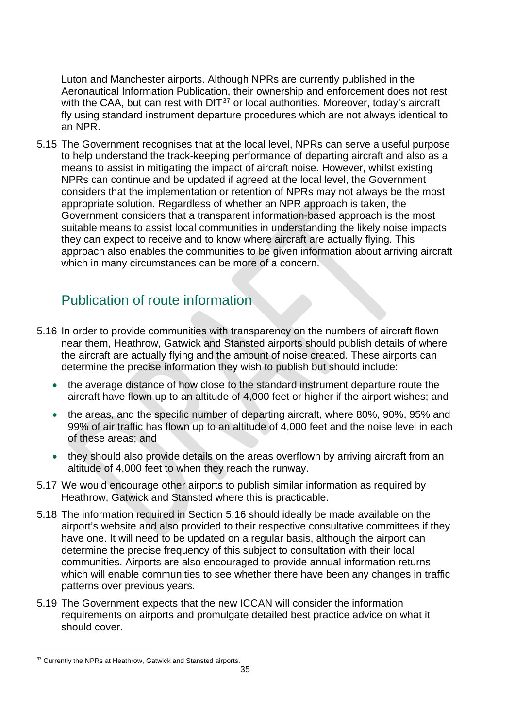Luton and Manchester airports. Although NPRs are currently published in the Aeronautical Information Publication, their ownership and enforcement does not rest with the CAA, but can rest with DfT[37] or local authorities. Moreover, today's aircraft fly using standard instrument departure procedures which are not always identical to an NPR.

5.15 The Government recognises that at the local level, NPRs can serve a useful purpose to help understand the track-keeping performance of departing aircraft and also as a means to assist in mitigating the impact of aircraft noise. However, whilst existing NPRs can continue and be updated if agreed at the local level, the Government considers that the implementation or retention of NPRs may not always be the most appropriate solution. Regardless of whether an NPR approach is taken, the Government considers that a transparent information-based approach is the most suitable means to assist local communities in understanding the likely noise impacts they can expect to receive and to know where aircraft are actually flying. This approach also enables the communities to be given information about arriving aircraft which in many circumstances can be more of a concern.

## Publication of route information

5.16 In order to provide communities with transparency on the numbers of aircraft flown near them, Heathrow, Gatwick and Stansted airports should publish details of where the aircraft are actually flying and the amount of noise created. These airports can determine the precise information they wish to publish but should include:

- the average distance of how close to the standard instrument departure route the aircraft have flown up to an altitude of 4,000 feet or higher if the airport wishes; and
- the areas, and the specific number of departing aircraft, where 80%, 90%, 95% and 99% of air traffic has flown up to an altitude of 4,000 feet and the noise level in each of these areas; and
- they should also provide details on the areas overflown by arriving aircraft from an altitude of 4,000 feet to when they reach the runway.

5.17 We would encourage other airports to publish similar information as required by Heathrow, Gatwick and Stansted where this is practicable.

5.18 The information required in Section 5.16 should ideally be made available on the airport's website and also provided to their respective consultative committees if they have one. It will need to be updated on a regular basis, although the airport can determine the precise frequency of this subject to consultation with their local communities. Airports are also encouraged to provide annual information returns which will enable communities to see whether there have been any changes in traffic patterns over previous years.

5.19 The Government expects that the new ICCAN will consider the information requirements on airports and promulgate detailed best practice advice on what it should cover.

[37] Currently the NPRs at Heathrow, Gatwick and Stansted airports.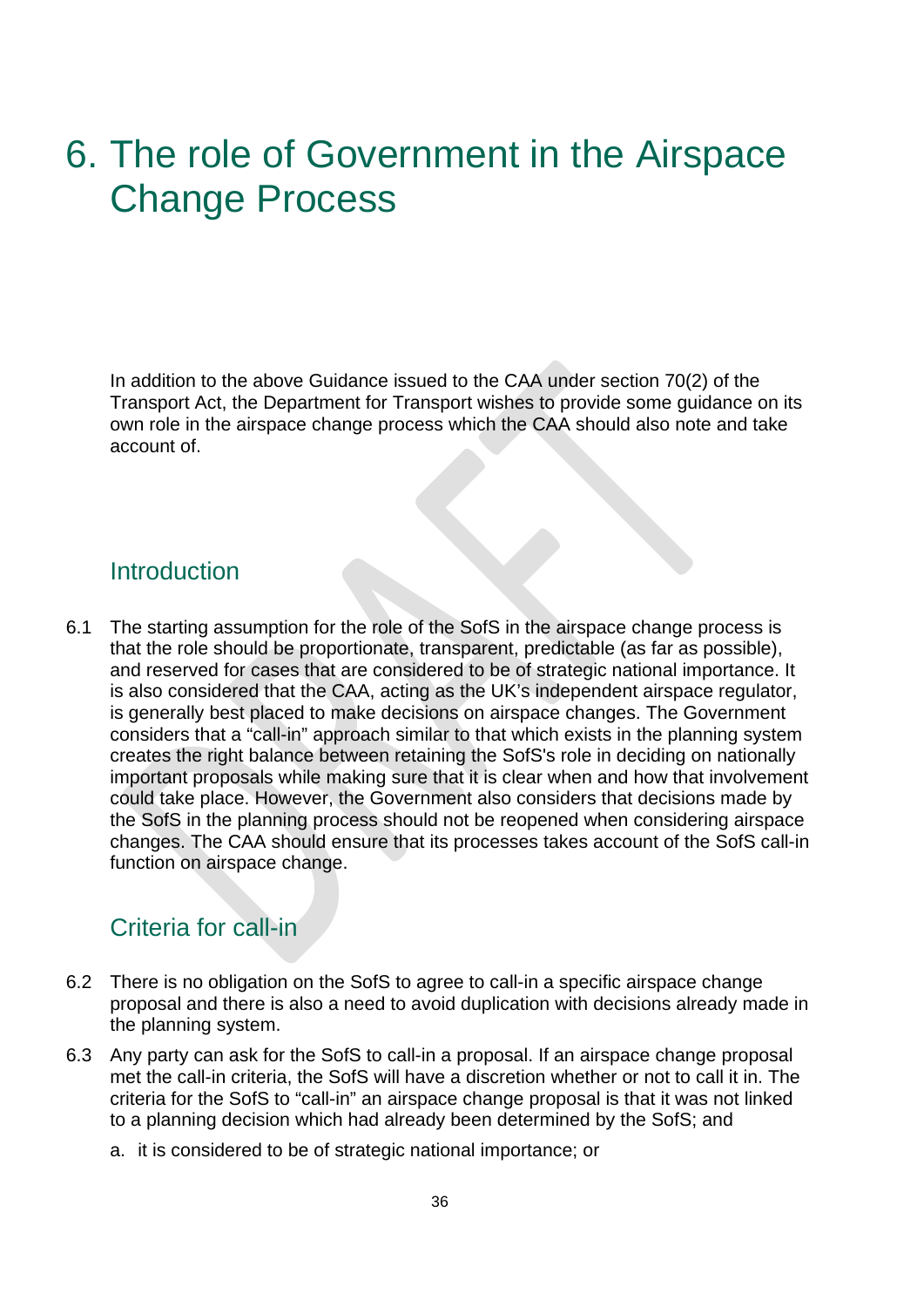# 6. The role of Government in the Airspace Change Process

In addition to the above Guidance issued to the CAA under section 70(2) of the Transport Act, the Department for Transport wishes to provide some guidance on its own role in the airspace change process which the CAA should also note and take account of.

## Introduction

6.1 The starting assumption for the role of the SofS in the airspace change process is that the role should be proportionate, transparent, predictable (as far as possible), and reserved for cases that are considered to be of strategic national importance. It is also considered that the CAA, acting as the UK's independent airspace regulator, is generally best placed to make decisions on airspace changes. The Government considers that a "call-in" approach similar to that which exists in the planning system creates the right balance between retaining the SofS's role in deciding on nationally important proposals while making sure that it is clear when and how that involvement could take place. However, the Government also considers that decisions made by the SofS in the planning process should not be reopened when considering airspace changes. The CAA should ensure that its processes takes account of the SofS call-in function on airspace change.

## Criteria for call-in

6.2 There is no obligation on the SofS to agree to call-in a specific airspace change proposal and there is also a need to avoid duplication with decisions already made in the planning system.

6.3 Any party can ask for the SofS to call-in a proposal. If an airspace change proposal met the call-in criteria, the SofS will have a discretion whether or not to call it in. The criteria for the SofS to "call-in" an airspace change proposal is that it was not linked to a planning decision which had already been determined by the SofS; and

a. it is considered to be of strategic national importance; or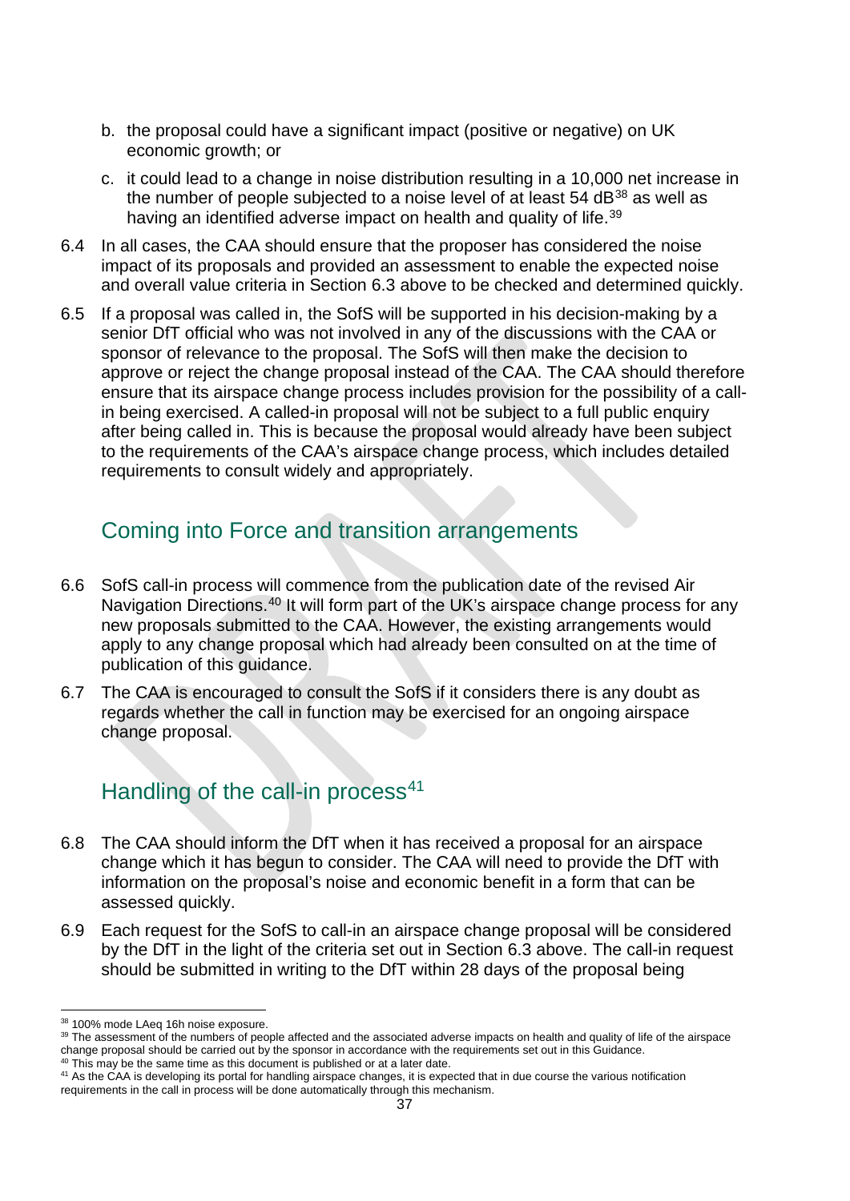b. the proposal could have a significant impact (positive or negative) on UK economic growth; or

c. it could lead to a change in noise distribution resulting in a 10,000 net increase in the number of people subjected to a noise level of at least 54 dB[38] as well as having an identified adverse impact on health and quality of life.[39]

6.4 In all cases, the CAA should ensure that the proposer has considered the noise impact of its proposals and provided an assessment to enable the expected noise and overall value criteria in Section 6.3 above to be checked and determined quickly.

6.5 If a proposal was called in, the SofS will be supported in his decision-making by a senior DfT official who was not involved in any of the discussions with the CAA or sponsor of relevance to the proposal. The SofS will then make the decision to approve or reject the change proposal instead of the CAA. The CAA should therefore ensure that its airspace change process includes provision for the possibility of a call-in being exercised. A called-in proposal will not be subject to a full public enquiry after being called in. This is because the proposal would already have been subject to the requirements of the CAA's airspace change process, which includes detailed requirements to consult widely and appropriately.

## Coming into Force and transition arrangements

6.6 SofS call-in process will commence from the publication date of the revised Air Navigation Directions.[40] It will form part of the UK's airspace change process for any new proposals submitted to the CAA. However, the existing arrangements would apply to any change proposal which had already been consulted on at the time of publication of this guidance.

6.7 The CAA is encouraged to consult the SofS if it considers there is any doubt as regards whether the call in function may be exercised for an ongoing airspace change proposal.

## Handling of the call-in process[41]

6.8 The CAA should inform the DfT when it has received a proposal for an airspace change which it has begun to consider. The CAA will need to provide the DfT with information on the proposal's noise and economic benefit in a form that can be assessed quickly.

6.9 Each request for the SofS to call-in an airspace change proposal will be considered by the DfT in the light of the criteria set out in Section 6.3 above. The call-in request should be submitted in writing to the DfT within 28 days of the proposal being

---

[38] 100% mode LAeq 16h noise exposure.

[39] The assessment of the numbers of people affected and the associated adverse impacts on health and quality of life of the airspace change proposal should be carried out by the sponsor in accordance with the requirements set out in this Guidance.

[40] This may be the same time as this document is published or at a later date.

[41] As the CAA is developing its portal for handling airspace changes, it is expected that in due course the various notification requirements in the call in process will be done automatically through this mechanism.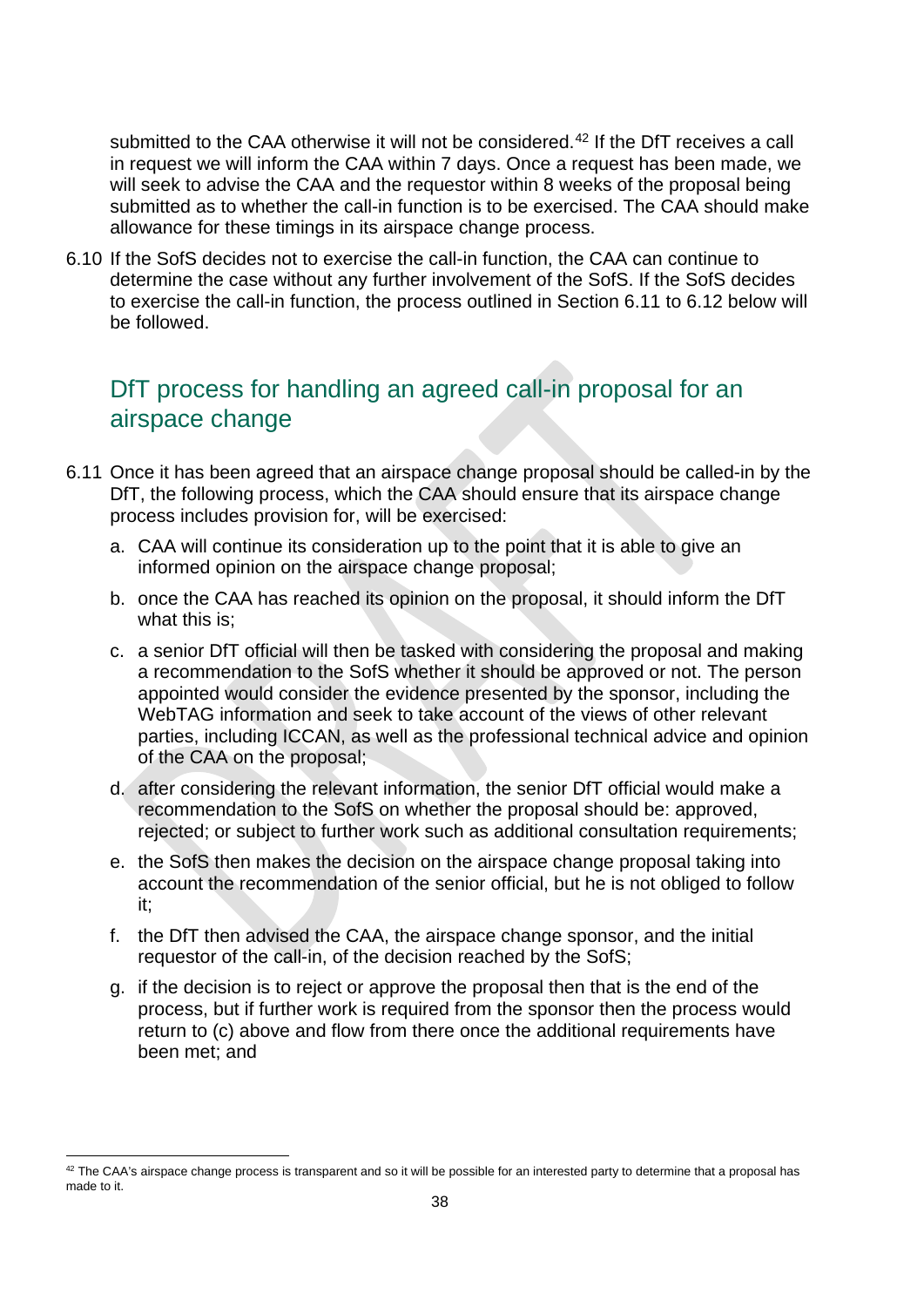submitted to the CAA otherwise it will not be considered.[42] If the DfT receives a call in request we will inform the CAA within 7 days. Once a request has been made, we will seek to advise the CAA and the requestor within 8 weeks of the proposal being submitted as to whether the call-in function is to be exercised. The CAA should make allowance for these timings in its airspace change process.

6.10 If the SofS decides not to exercise the call-in function, the CAA can continue to determine the case without any further involvement of the SofS. If the SofS decides to exercise the call-in function, the process outlined in Section 6.11 to 6.12 below will be followed.

## DfT process for handling an agreed call-in proposal for an airspace change

6.11 Once it has been agreed that an airspace change proposal should be called-in by the DfT, the following process, which the CAA should ensure that its airspace change process includes provision for, will be exercised:

a. CAA will continue its consideration up to the point that it is able to give an informed opinion on the airspace change proposal;

b. once the CAA has reached its opinion on the proposal, it should inform the DfT what this is;

c. a senior DfT official will then be tasked with considering the proposal and making a recommendation to the SofS whether it should be approved or not. The person appointed would consider the evidence presented by the sponsor, including the WebTAG information and seek to take account of the views of other relevant parties, including ICCAN, as well as the professional technical advice and opinion of the CAA on the proposal;

d. after considering the relevant information, the senior DfT official would make a recommendation to the SofS on whether the proposal should be: approved, rejected; or subject to further work such as additional consultation requirements;

e. the SofS then makes the decision on the airspace change proposal taking into account the recommendation of the senior official, but he is not obliged to follow it;

f. the DfT then advised the CAA, the airspace change sponsor, and the initial requestor of the call-in, of the decision reached by the SofS;

g. if the decision is to reject or approve the proposal then that is the end of the process, but if further work is required from the sponsor then the process would return to (c) above and flow from there once the additional requirements have been met; and

[42] The CAA's airspace change process is transparent and so it will be possible for an interested party to determine that a proposal has made to it.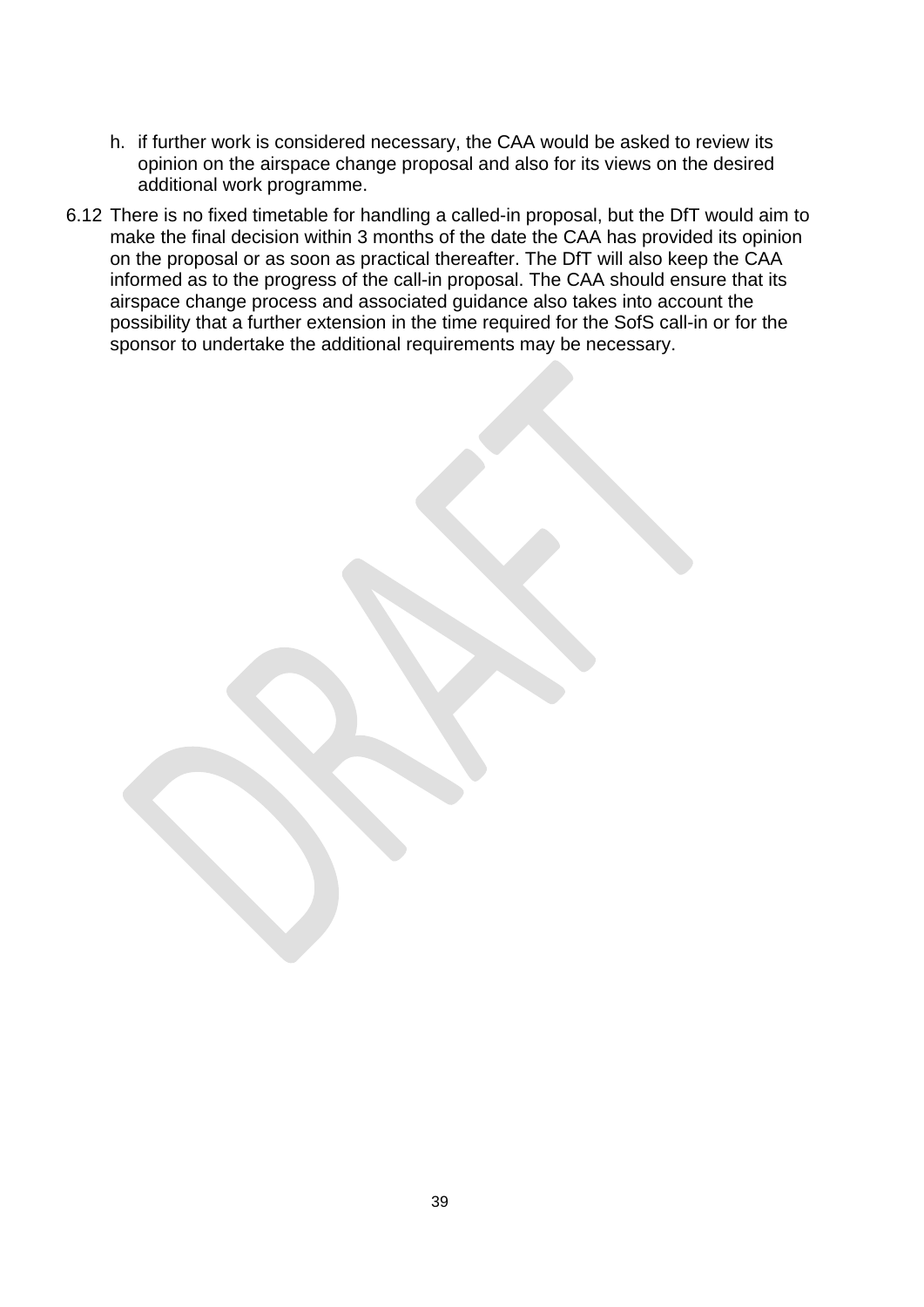h. if further work is considered necessary, the CAA would be asked to review its opinion on the airspace change proposal and also for its views on the desired additional work programme.

6.12 There is no fixed timetable for handling a called-in proposal, but the DfT would aim to make the final decision within 3 months of the date the CAA has provided its opinion on the proposal or as soon as practical thereafter. The DfT will also keep the CAA informed as to the progress of the call-in proposal. The CAA should ensure that its airspace change process and associated guidance also takes into account the possibility that a further extension in the time required for the SofS call-in or for the sponsor to undertake the additional requirements may be necessary.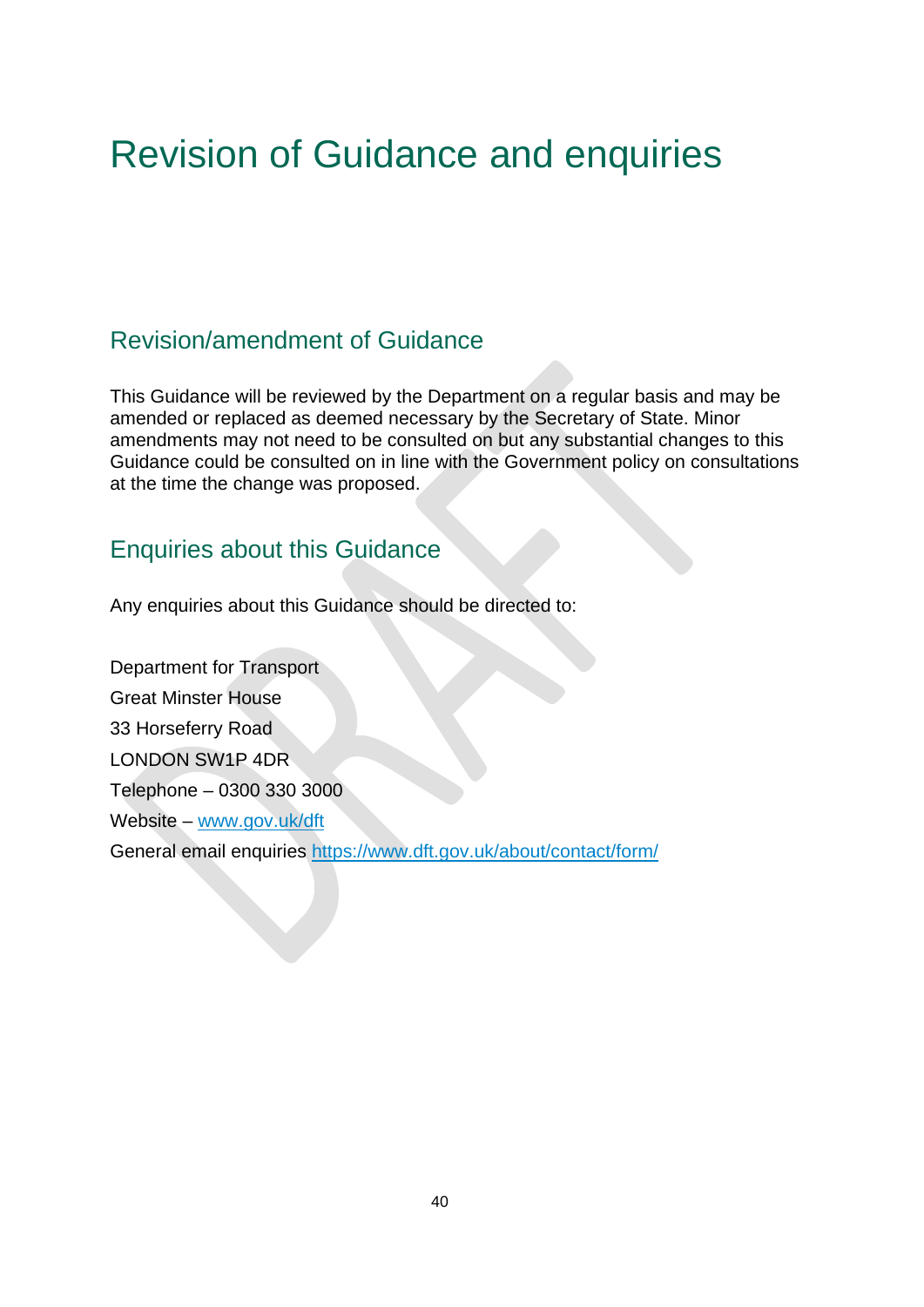# Revision of Guidance and enquiries

## Revision/amendment of Guidance

This Guidance will be reviewed by the Department on a regular basis and may be amended or replaced as deemed necessary by the Secretary of State. Minor amendments may not need to be consulted on but any substantial changes to this Guidance could be consulted on in line with the Government policy on consultations at the time the change was proposed.

## Enquiries about this Guidance

Any enquiries about this Guidance should be directed to:

Department for Transport
Great Minster House
33 Horseferry Road
LONDON SW1P 4DR
Telephone – 0300 330 3000
Website – [www.gov.uk/dft](www.gov.uk/dft)
General email enquiries [https://www.dft.gov.uk/about/contact/form/](https://www.dft.gov.uk/about/contact/form/)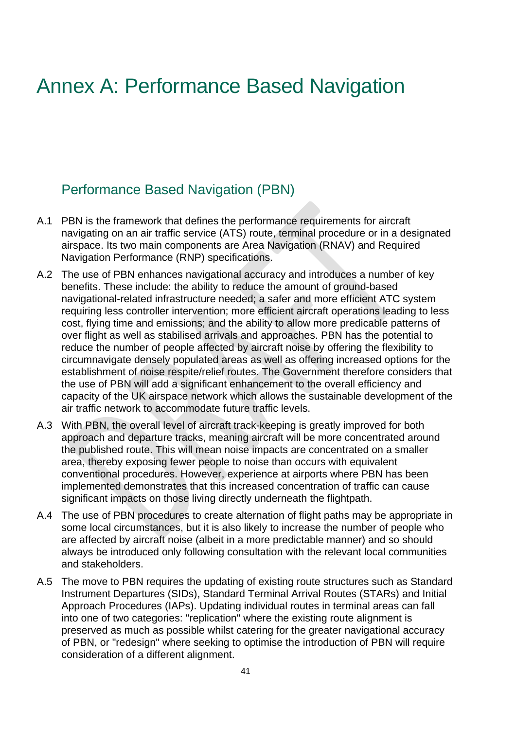# Annex A: Performance Based Navigation

## Performance Based Navigation (PBN)

A.1 PBN is the framework that defines the performance requirements for aircraft navigating on an air traffic service (ATS) route, terminal procedure or in a designated airspace. Its two main components are Area Navigation (RNAV) and Required Navigation Performance (RNP) specifications.

A.2 The use of PBN enhances navigational accuracy and introduces a number of key benefits. These include: the ability to reduce the amount of ground-based navigational-related infrastructure needed; a safer and more efficient ATC system requiring less controller intervention; more efficient aircraft operations leading to less cost, flying time and emissions; and the ability to allow more predicable patterns of over flight as well as stabilised arrivals and approaches. PBN has the potential to reduce the number of people affected by aircraft noise by offering the flexibility to circumnavigate densely populated areas as well as offering increased options for the establishment of noise respite/relief routes. The Government therefore considers that the use of PBN will add a significant enhancement to the overall efficiency and capacity of the UK airspace network which allows the sustainable development of the air traffic network to accommodate future traffic levels.

A.3 With PBN, the overall level of aircraft track-keeping is greatly improved for both approach and departure tracks, meaning aircraft will be more concentrated around the published route. This will mean noise impacts are concentrated on a smaller area, thereby exposing fewer people to noise than occurs with equivalent conventional procedures. However, experience at airports where PBN has been implemented demonstrates that this increased concentration of traffic can cause significant impacts on those living directly underneath the flightpath.

A.4 The use of PBN procedures to create alternation of flight paths may be appropriate in some local circumstances, but it is also likely to increase the number of people who are affected by aircraft noise (albeit in a more predictable manner) and so should always be introduced only following consultation with the relevant local communities and stakeholders.

A.5 The move to PBN requires the updating of existing route structures such as Standard Instrument Departures (SIDs), Standard Terminal Arrival Routes (STARs) and Initial Approach Procedures (IAPs). Updating individual routes in terminal areas can fall into one of two categories: "replication" where the existing route alignment is preserved as much as possible whilst catering for the greater navigational accuracy of PBN, or "redesign" where seeking to optimise the introduction of PBN will require consideration of a different alignment.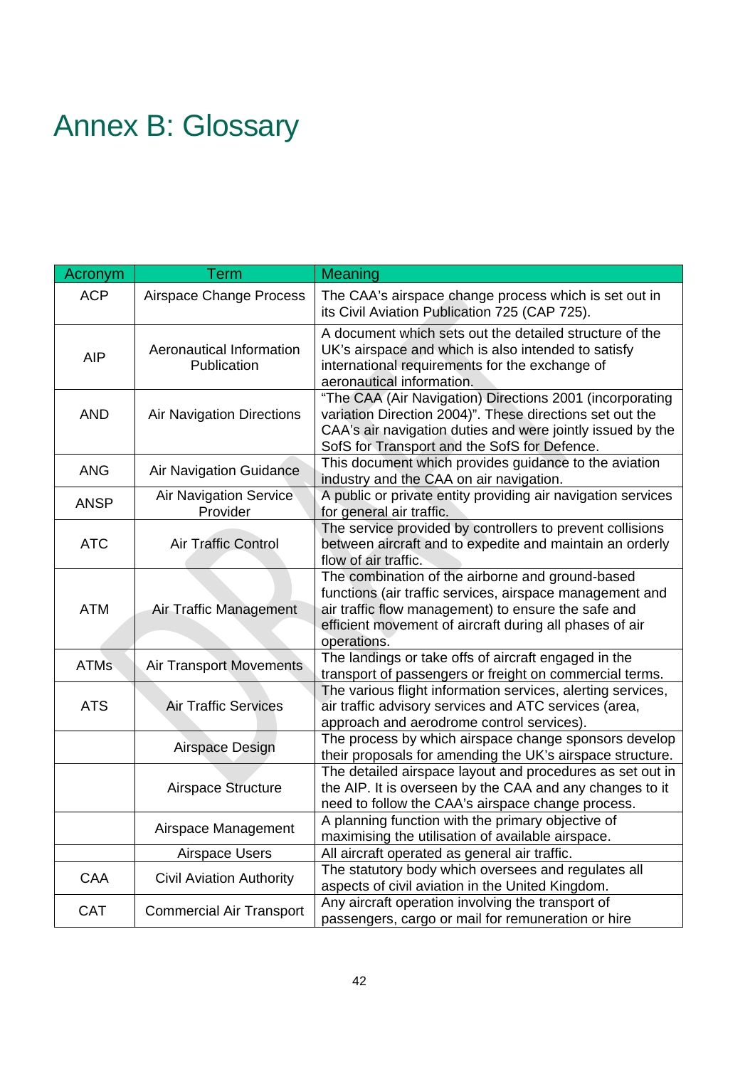# Annex B: Glossary

| Acronym | Term | Meaning |
| --- | --- | --- |
| ACP | Airspace Change Process | The CAA's airspace change process which is set out in its Civil Aviation Publication 725 (CAP 725). |
| AIP | Aeronautical Information Publication | A document which sets out the detailed structure of the UK's airspace and which is also intended to satisfy international requirements for the exchange of aeronautical information. |
| AND | Air Navigation Directions | "The CAA (Air Navigation) Directions 2001 (incorporating variation Direction 2004)". These directions set out the CAA's air navigation duties and were jointly issued by the SofS for Transport and the SofS for Defence. |
| ANG | Air Navigation Guidance | This document which provides guidance to the aviation industry and the CAA on air navigation. |
| ANSP | Air Navigation Service Provider | A public or private entity providing air navigation services for general air traffic. |
| ATC | Air Traffic Control | The service provided by controllers to prevent collisions between aircraft and to expedite and maintain an orderly flow of air traffic. |
| ATM | Air Traffic Management | The combination of the airborne and ground-based functions (air traffic services, airspace management and air traffic flow management) to ensure the safe and efficient movement of aircraft during all phases of air operations. |
| ATMs | Air Transport Movements | The landings or take offs of aircraft engaged in the transport of passengers or freight on commercial terms. |
| ATS | Air Traffic Services | The various flight information services, alerting services, air traffic advisory services and ATC services (area, approach and aerodrome control services). |
|  | Airspace Design | The process by which airspace change sponsors develop their proposals for amending the UK's airspace structure. |
|  | Airspace Structure | The detailed airspace layout and procedures as set out in the AIP. It is overseen by the CAA and any changes to it need to follow the CAA's airspace change process. |
|  | Airspace Management | A planning function with the primary objective of maximising the utilisation of available airspace. |
|  | Airspace Users | All aircraft operated as general air traffic. |
| CAA | Civil Aviation Authority | The statutory body which oversees and regulates all aspects of civil aviation in the United Kingdom. |
| CAT | Commercial Air Transport | Any aircraft operation involving the transport of passengers, cargo or mail for remuneration or hire |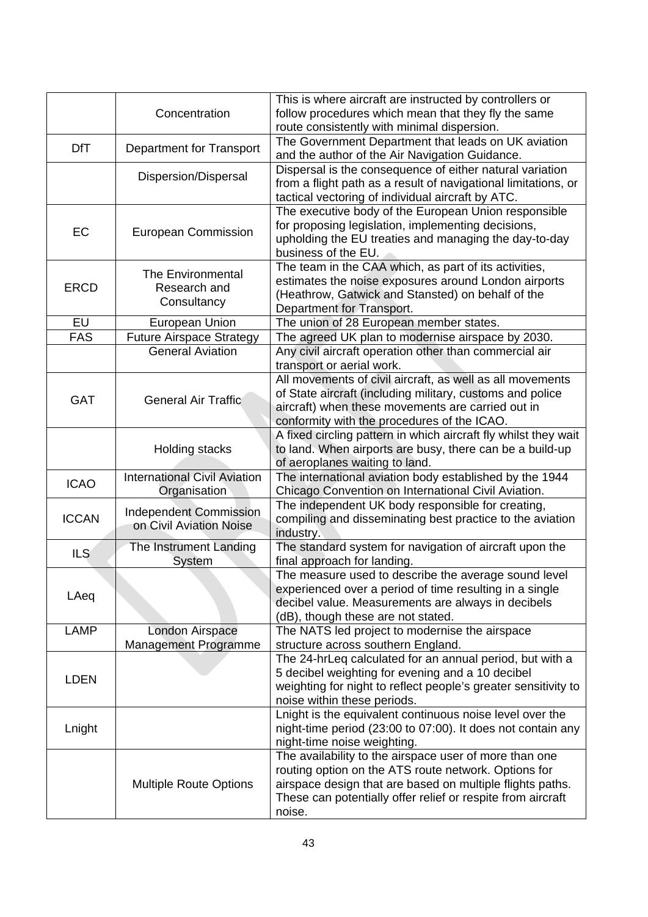| | | |
|---|---|---|
| | Concentration | This is where aircraft are instructed by controllers or follow procedures which mean that they fly the same route consistently with minimal dispersion. |
| DfT | Department for Transport | The Government Department that leads on UK aviation and the author of the Air Navigation Guidance. |
| | Dispersion/Dispersal | Dispersal is the consequence of either natural variation from a flight path as a result of navigational limitations, or tactical vectoring of individual aircraft by ATC. |
| EC | European Commission | The executive body of the European Union responsible for proposing legislation, implementing decisions, upholding the EU treaties and managing the day-to-day business of the EU. |
| ERCD | The Environmental Research and Consultancy | The team in the CAA which, as part of its activities, estimates the noise exposures around London airports (Heathrow, Gatwick and Stansted) on behalf of the Department for Transport. |
| EU | European Union | The union of 28 European member states. |
| FAS | Future Airspace Strategy | The agreed UK plan to modernise airspace by 2030. |
| | General Aviation | Any civil aircraft operation other than commercial air transport or aerial work. |
| GAT | General Air Traffic | All movements of civil aircraft, as well as all movements of State aircraft (including military, customs and police aircraft) when these movements are carried out in conformity with the procedures of the ICAO. |
| | Holding stacks | A fixed circling pattern in which aircraft fly whilst they wait to land. When airports are busy, there can be a build-up of aeroplanes waiting to land. |
| ICAO | International Civil Aviation Organisation | The international aviation body established by the 1944 Chicago Convention on International Civil Aviation. |
| ICCAN | Independent Commission on Civil Aviation Noise | The independent UK body responsible for creating, compiling and disseminating best practice to the aviation industry. |
| ILS | The Instrument Landing System | The standard system for navigation of aircraft upon the final approach for landing. |
| LAeq | | The measure used to describe the average sound level experienced over a period of time resulting in a single decibel value. Measurements are always in decibels (dB), though these are not stated. |
| LAMP | London Airspace Management Programme | The NATS led project to modernise the airspace structure across southern England. |
| LDEN | | The 24-hrLeq calculated for an annual period, but with a 5 decibel weighting for evening and a 10 decibel weighting for night to reflect people's greater sensitivity to noise within these periods. |
| Lnight | | Lnight is the equivalent continuous noise level over the night-time period (23:00 to 07:00). It does not contain any night-time noise weighting. |
| | Multiple Route Options | The availability to the airspace user of more than one routing option on the ATS route network. Options for airspace design that are based on multiple flights paths. These can potentially offer relief or respite from aircraft noise. |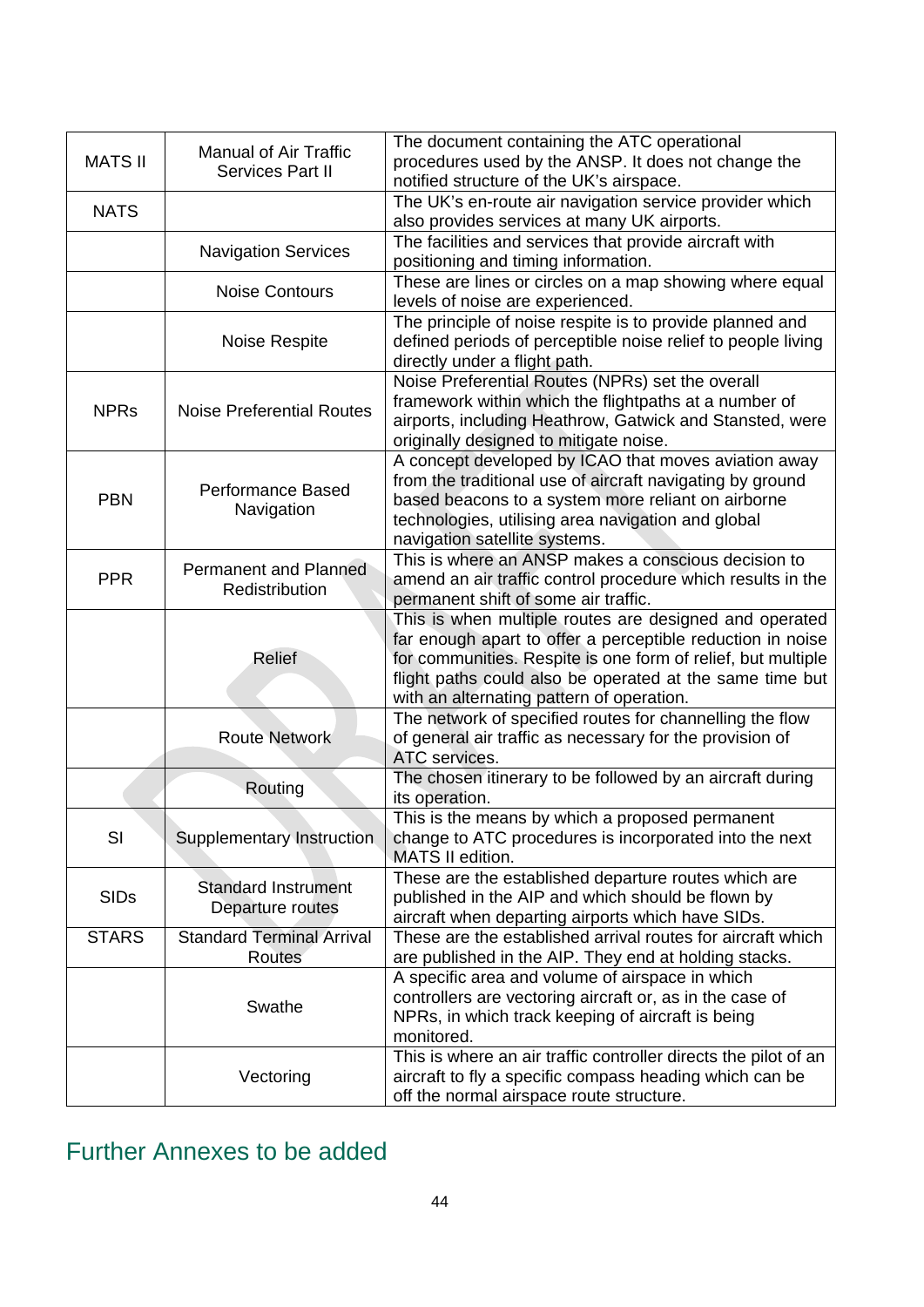| | | |
|---|---|---|
| MATS II | Manual of Air Traffic Services Part II | The document containing the ATC operational procedures used by the ANSP. It does not change the notified structure of the UK's airspace. |
| NATS | | The UK's en-route air navigation service provider which also provides services at many UK airports. |
| | Navigation Services | The facilities and services that provide aircraft with positioning and timing information. |
| | Noise Contours | These are lines or circles on a map showing where equal levels of noise are experienced. |
| | Noise Respite | The principle of noise respite is to provide planned and defined periods of perceptible noise relief to people living directly under a flight path. |
| NPRs | Noise Preferential Routes | Noise Preferential Routes (NPRs) set the overall framework within which the flightpaths at a number of airports, including Heathrow, Gatwick and Stansted, were originally designed to mitigate noise. |
| PBN | Performance Based Navigation | A concept developed by ICAO that moves aviation away from the traditional use of aircraft navigating by ground based beacons to a system more reliant on airborne technologies, utilising area navigation and global navigation satellite systems. |
| PPR | Permanent and Planned Redistribution | This is where an ANSP makes a conscious decision to amend an air traffic control procedure which results in the permanent shift of some air traffic. |
| | Relief | This is when multiple routes are designed and operated far enough apart to offer a perceptible reduction in noise for communities. Respite is one form of relief, but multiple flight paths could also be operated at the same time but with an alternating pattern of operation. |
| | Route Network | The network of specified routes for channelling the flow of general air traffic as necessary for the provision of ATC services. |
| | Routing | The chosen itinerary to be followed by an aircraft during its operation. |
| SI | Supplementary Instruction | This is the means by which a proposed permanent change to ATC procedures is incorporated into the next MATS II edition. |
| SIDs | Standard Instrument Departure routes | These are the established departure routes which are published in the AIP and which should be flown by aircraft when departing airports which have SIDs. |
| STARS | Standard Terminal Arrival Routes | These are the established arrival routes for aircraft which are published in the AIP. They end at holding stacks. |
| | Swathe | A specific area and volume of airspace in which controllers are vectoring aircraft or, as in the case of NPRs, in which track keeping of aircraft is being monitored. |
| | Vectoring | This is where an air traffic controller directs the pilot of an aircraft to fly a specific compass heading which can be off the normal airspace route structure. |

## Further Annexes to be added